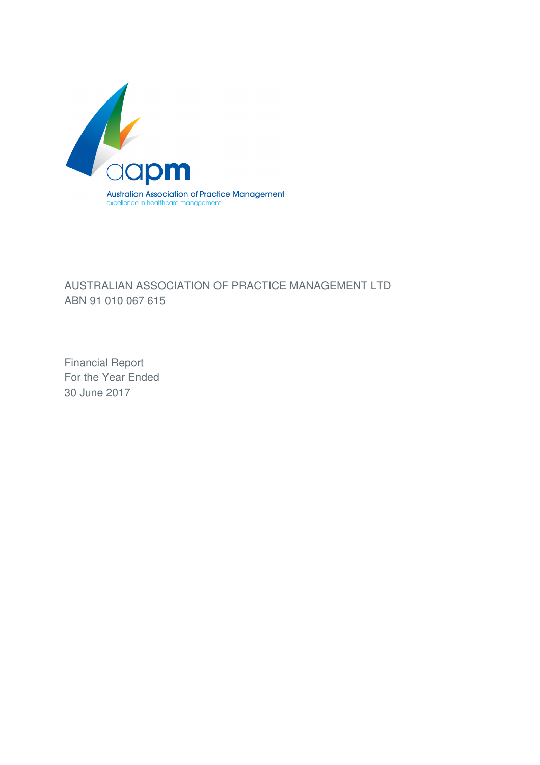aapm

Australian Association of Practice Management

excellence in healthcare management

# AUSTRALIAN ASSOCIATION OF PRACTICE MANAGEMENT LTD

ABN 91 010 067 615

Financial Report

For the Year Ended

30 June 2017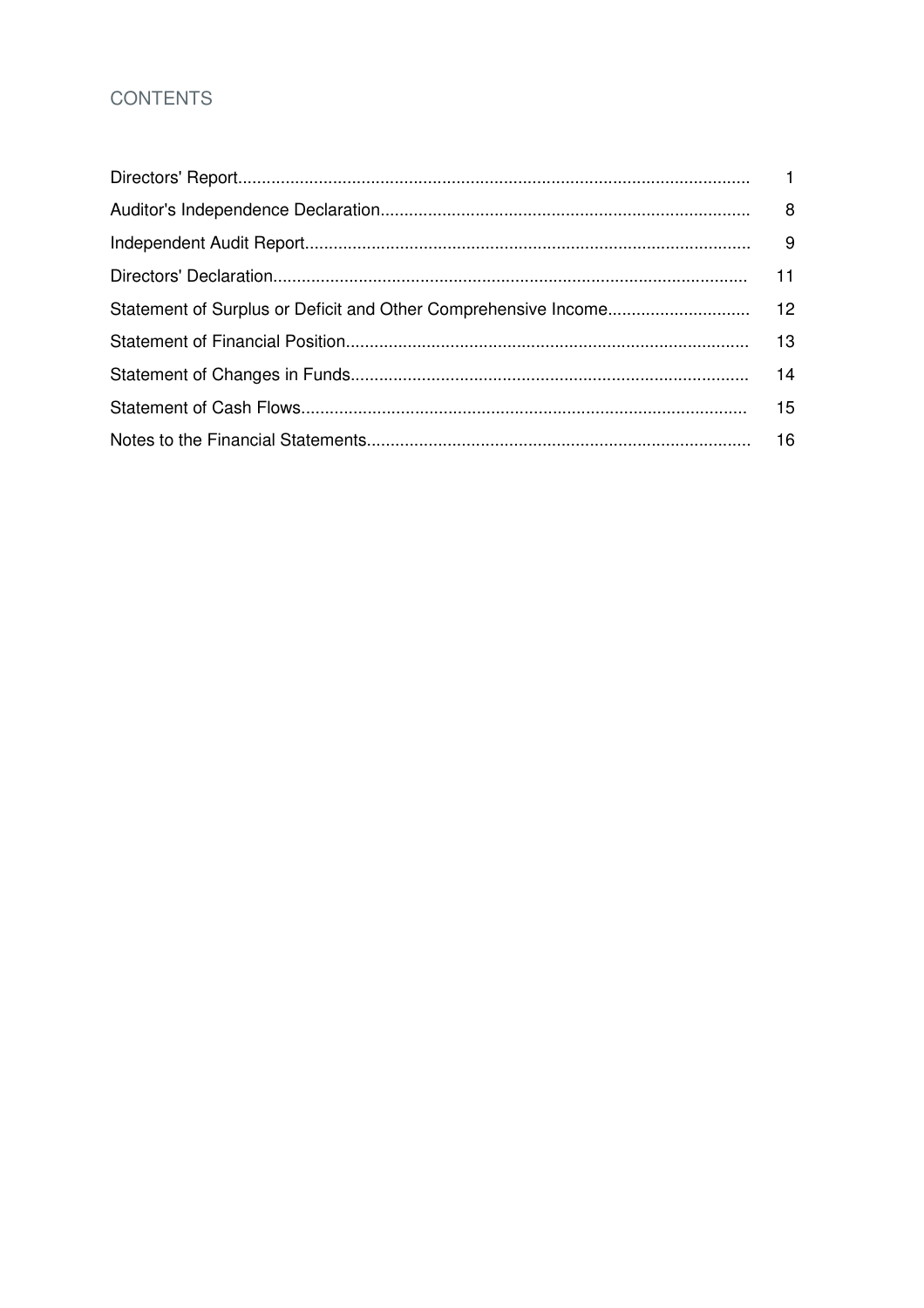# CONTENTS

| | |
|---|---|
| Directors' Report | 1 |
| Auditor's Independence Declaration | 8 |
| Independent Audit Report | 9 |
| Directors' Declaration | 11 |
| Statement of Surplus or Deficit and Other Comprehensive Income | 12 |
| Statement of Financial Position | 13 |
| Statement of Changes in Funds | 14 |
| Statement of Cash Flows | 15 |
| Notes to the Financial Statements | 16 |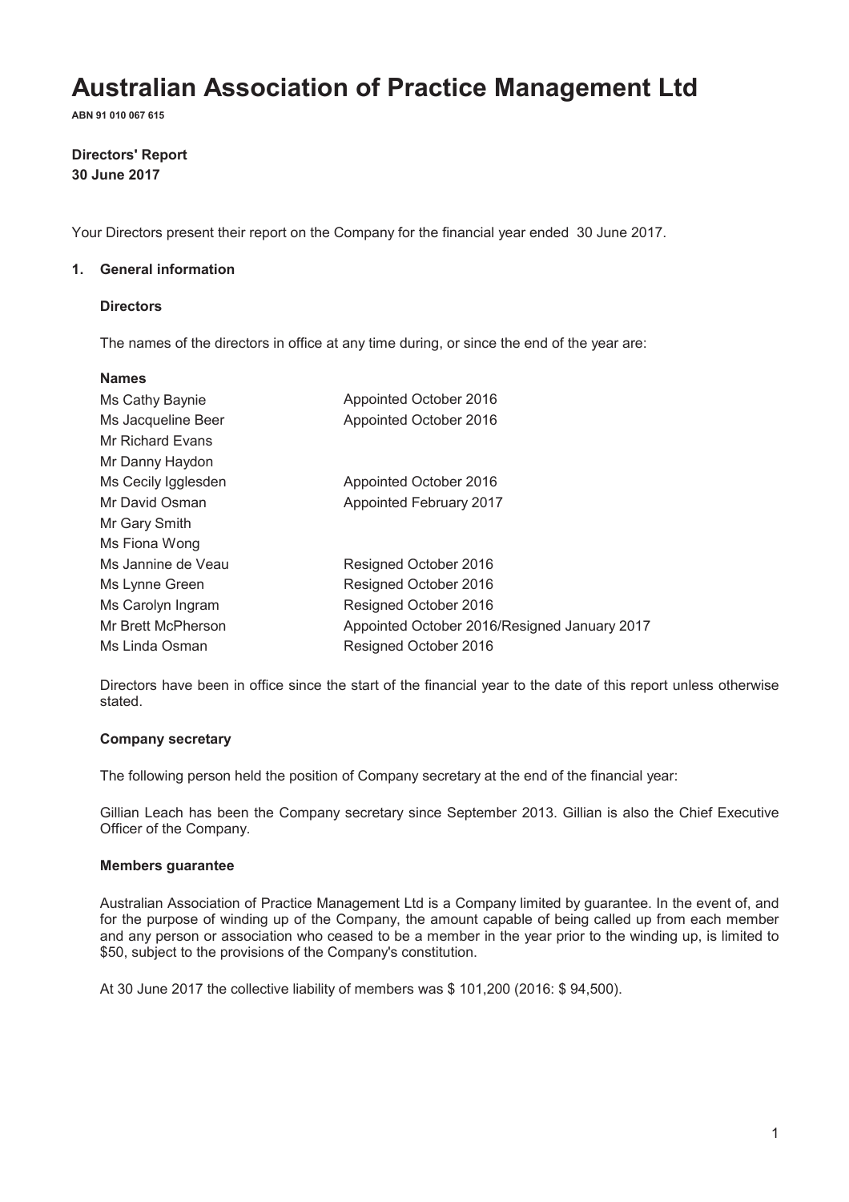# Australian Association of Practice Management Ltd

**ABN 91 010 067 615**

**Directors' Report**
**30 June 2017**

Your Directors present their report on the Company for the financial year ended 30 June 2017.

## 1. General information

### Directors

The names of the directors in office at any time during, or since the end of the year are:

| **Names** | |
|---|---|
| Ms Cathy Baynie | Appointed October 2016 |
| Ms Jacqueline Beer | Appointed October 2016 |
| Mr Richard Evans | |
| Mr Danny Haydon | |
| Ms Cecily Igglesden | Appointed October 2016 |
| Mr David Osman | Appointed February 2017 |
| Mr Gary Smith | |
| Ms Fiona Wong | |
| Ms Jannine de Veau | Resigned October 2016 |
| Ms Lynne Green | Resigned October 2016 |
| Ms Carolyn Ingram | Resigned October 2016 |
| Mr Brett McPherson | Appointed October 2016/Resigned January 2017 |
| Ms Linda Osman | Resigned October 2016 |

Directors have been in office since the start of the financial year to the date of this report unless otherwise stated.

### Company secretary

The following person held the position of Company secretary at the end of the financial year:

Gillian Leach has been the Company secretary since September 2013. Gillian is also the Chief Executive Officer of the Company.

### Members guarantee

Australian Association of Practice Management Ltd is a Company limited by guarantee. In the event of, and for the purpose of winding up of the Company, the amount capable of being called up from each member and any person or association who ceased to be a member in the year prior to the winding up, is limited to $50, subject to the provisions of the Company's constitution.

At 30 June 2017 the collective liability of members was $ 101,200 (2016: $ 94,500).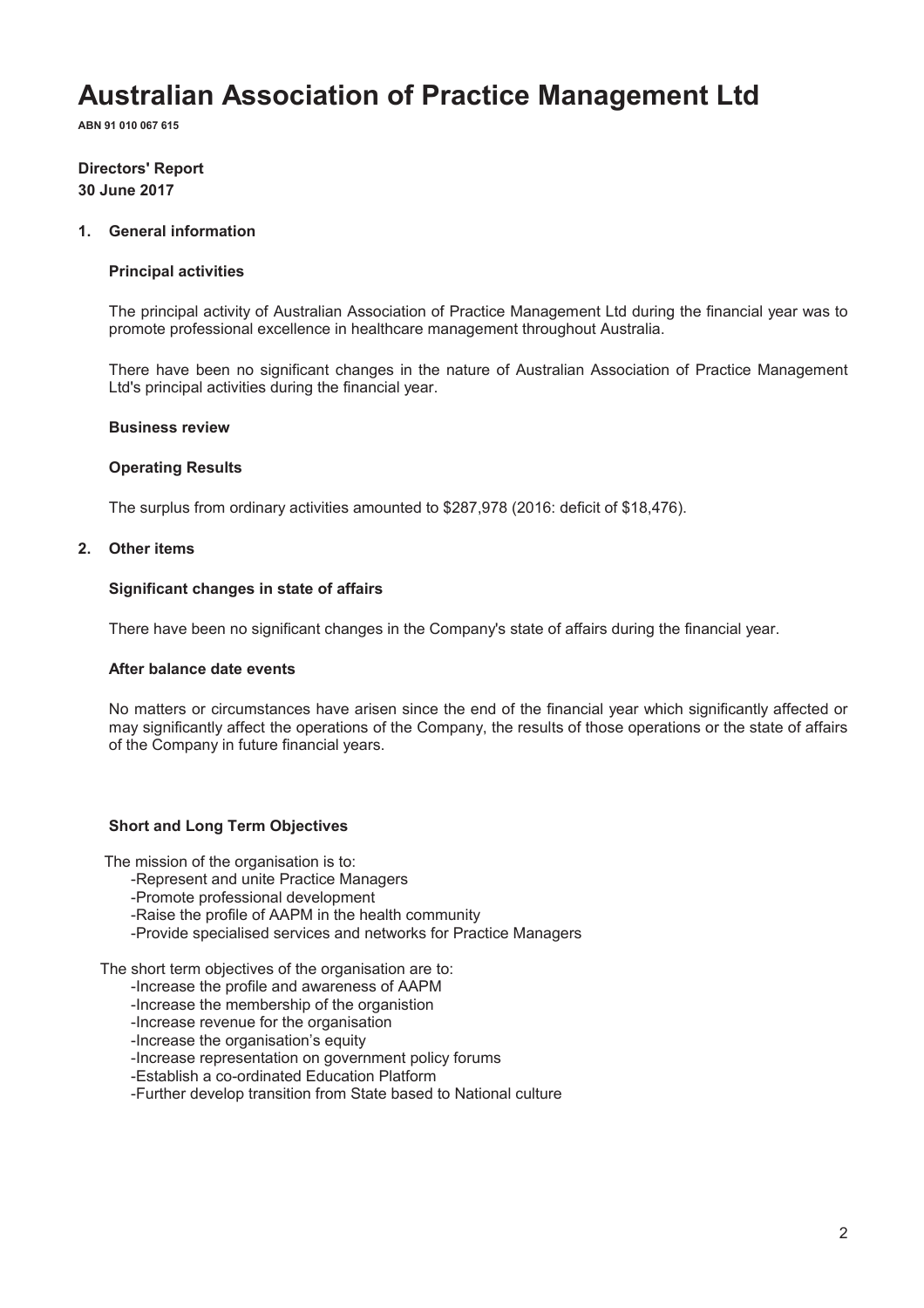# Australian Association of Practice Management Ltd

**ABN 91 010 067 615**

**Directors' Report**
**30 June 2017**

## 1. General information

### Principal activities

The principal activity of Australian Association of Practice Management Ltd during the financial year was to promote professional excellence in healthcare management throughout Australia.

There have been no significant changes in the nature of Australian Association of Practice Management Ltd's principal activities during the financial year.

### Business review

### Operating Results

The surplus from ordinary activities amounted to $287,978 (2016: deficit of $18,476).

## 2. Other items

### Significant changes in state of affairs

There have been no significant changes in the Company's state of affairs during the financial year.

### After balance date events

No matters or circumstances have arisen since the end of the financial year which significantly affected or may significantly affect the operations of the Company, the results of those operations or the state of affairs of the Company in future financial years.

### Short and Long Term Objectives

The mission of the organisation is to:

- Represent and unite Practice Managers
- Promote professional development
- Raise the profile of AAPM in the health community
- Provide specialised services and networks for Practice Managers

The short term objectives of the organisation are to:

- Increase the profile and awareness of AAPM
- Increase the membership of the organistion
- Increase revenue for the organisation
- Increase the organisation's equity
- Increase representation on government policy forums
- Establish a co-ordinated Education Platform
- Further develop transition from State based to National culture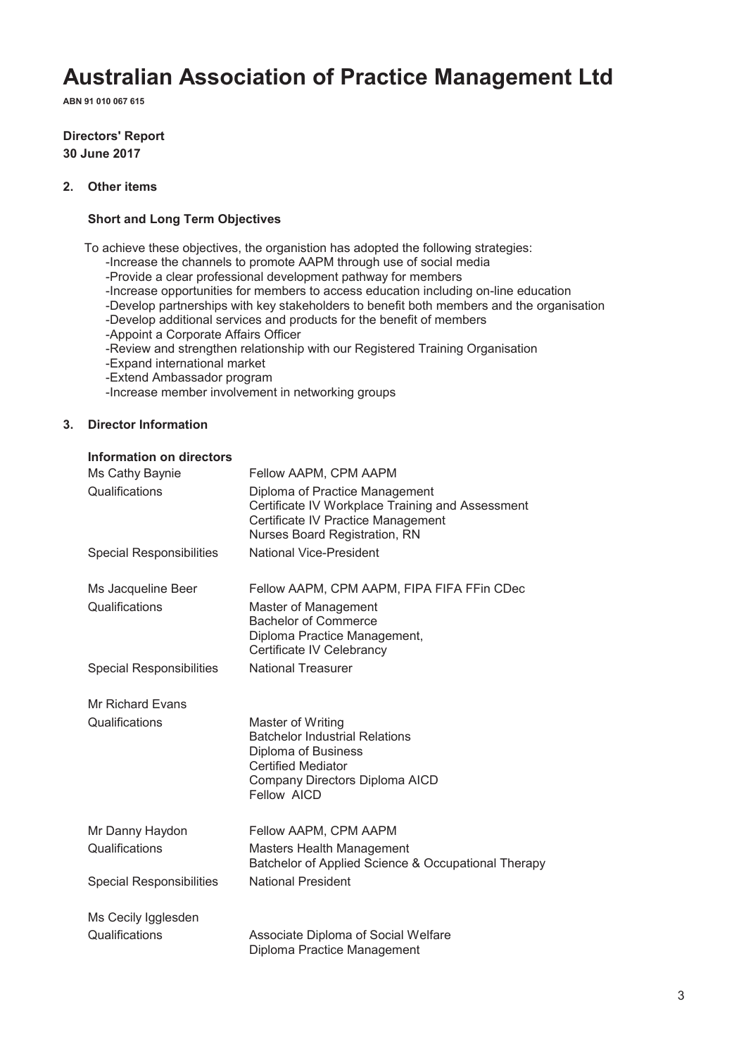# Australian Association of Practice Management Ltd

**ABN 91 010 067 615**

**Directors' Report**
**30 June 2017**

**2. Other items**

**Short and Long Term Objectives**

To achieve these objectives, the organistion has adopted the following strategies:

-Increase the channels to promote AAPM through use of social media
-Provide a clear professional development pathway for members
-Increase opportunities for members to access education including on-line education
-Develop partnerships with key stakeholders to benefit both members and the organisation
-Develop additional services and products for the benefit of members
-Appoint a Corporate Affairs Officer
-Review and strengthen relationship with our Registered Training Organisation
-Expand international market
-Extend Ambassador program
-Increase member involvement in networking groups

**3. Director Information**

**Information on directors**

| | |
|---|---|
| Ms Cathy Baynie | Fellow AAPM, CPM AAPM |
| Qualifications | Diploma of Practice Management<br>Certificate IV Workplace Training and Assessment<br>Certificate IV Practice Management<br>Nurses Board Registration, RN |
| Special Responsibilities | National Vice-President |
| | |
| Ms Jacqueline Beer | Fellow AAPM, CPM AAPM, FIPA FIFA FFin CDec |
| Qualifications | Master of Management<br>Bachelor of Commerce<br>Diploma Practice Management,<br>Certificate IV Celebrancy |
| Special Responsibilities | National Treasurer |
| | |
| Mr Richard Evans | |
| Qualifications | Master of Writing<br>Batchelor Industrial Relations<br>Diploma of Business<br>Certified Mediator<br>Company Directors Diploma AICD<br>Fellow AICD |
| | |
| Mr Danny Haydon | Fellow AAPM, CPM AAPM |
| Qualifications | Masters Health Management<br>Batchelor of Applied Science & Occupational Therapy |
| Special Responsibilities | National President |
| | |
| Ms Cecily Igglesden | |
| Qualifications | Associate Diploma of Social Welfare<br>Diploma Practice Management |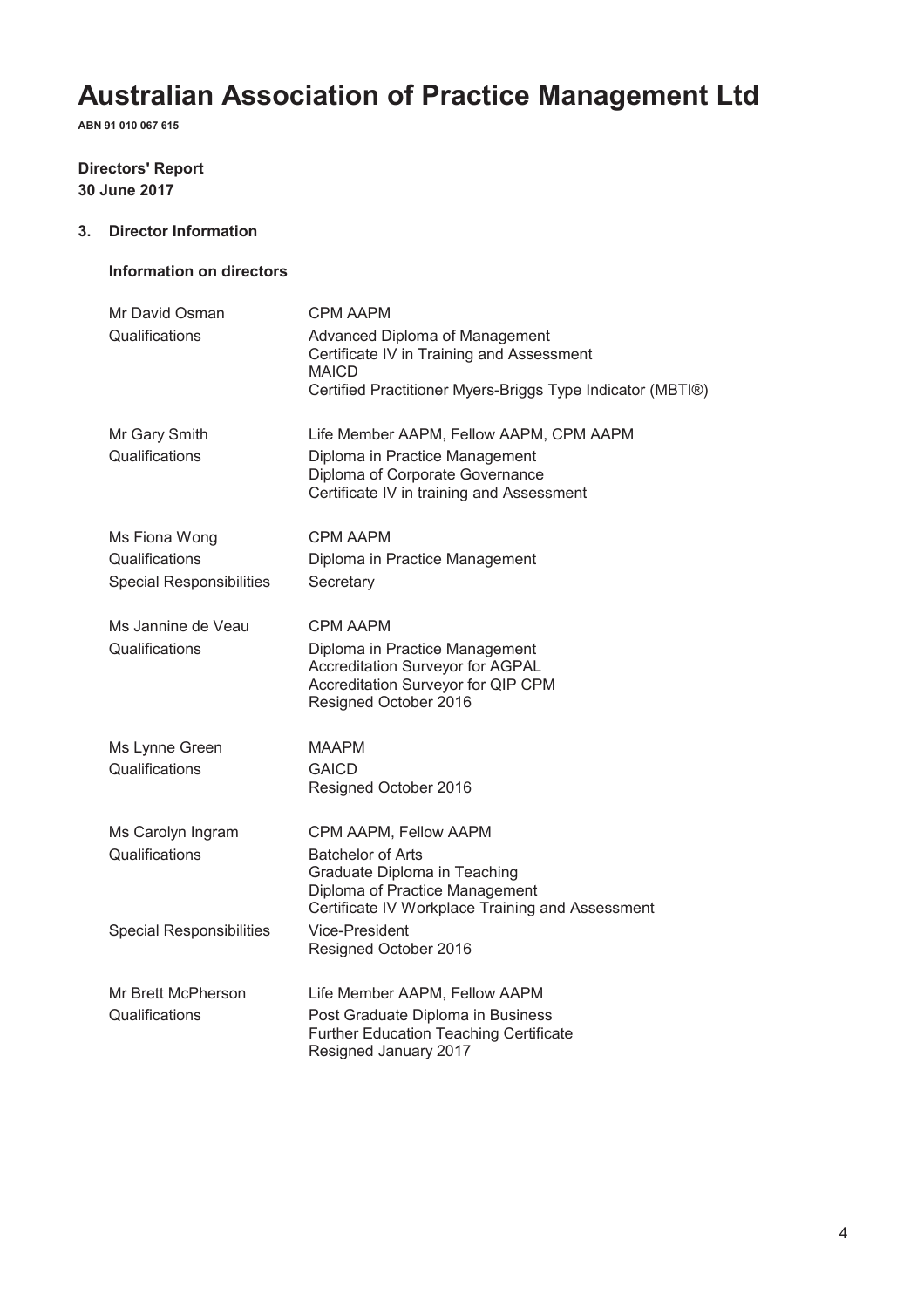# Australian Association of Practice Management Ltd

**ABN 91 010 067 615**

**Directors' Report**
**30 June 2017**

## 3. Director Information

### Information on directors

| | |
|---|---|
| Mr David Osman | CPM AAPM |
| Qualifications | Advanced Diploma of Management<br>Certificate IV in Training and Assessment<br>MAICD<br>Certified Practitioner Myers-Briggs Type Indicator (MBTI®) |
| | |
| Mr Gary Smith | Life Member AAPM, Fellow AAPM, CPM AAPM |
| Qualifications | Diploma in Practice Management<br>Diploma of Corporate Governance<br>Certificate IV in training and Assessment |
| | |
| Ms Fiona Wong | CPM AAPM |
| Qualifications | Diploma in Practice Management |
| Special Responsibilities | Secretary |
| | |
| Ms Jannine de Veau | CPM AAPM |
| Qualifications | Diploma in Practice Management<br>Accreditation Surveyor for AGPAL<br>Accreditation Surveyor for QIP CPM<br>Resigned October 2016 |
| | |
| Ms Lynne Green | MAAPM |
| Qualifications | GAICD<br>Resigned October 2016 |
| | |
| Ms Carolyn Ingram | CPM AAPM, Fellow AAPM |
| Qualifications | Batchelor of Arts<br>Graduate Diploma in Teaching<br>Diploma of Practice Management<br>Certificate IV Workplace Training and Assessment |
| Special Responsibilities | Vice-President<br>Resigned October 2016 |
| | |
| Mr Brett McPherson | Life Member AAPM, Fellow AAPM |
| Qualifications | Post Graduate Diploma in Business<br>Further Education Teaching Certificate<br>Resigned January 2017 |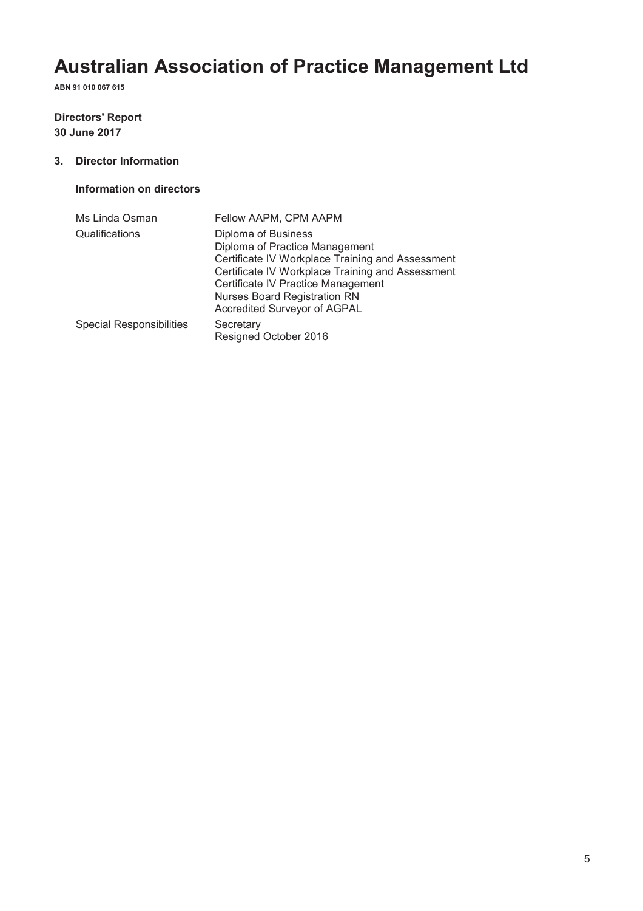# Australian Association of Practice Management Ltd

**ABN 91 010 067 615**

**Directors' Report**
**30 June 2017**

**3. Director Information**

**Information on directors**

| | |
|---|---|
| Ms Linda Osman | Fellow AAPM, CPM AAPM |
| Qualifications | Diploma of Business<br>Diploma of Practice Management<br>Certificate IV Workplace Training and Assessment<br>Certificate IV Workplace Training and Assessment<br>Certificate IV Practice Management<br>Nurses Board Registration RN<br>Accredited Surveyor of AGPAL |
| Special Responsibilities | Secretary<br>Resigned October 2016 |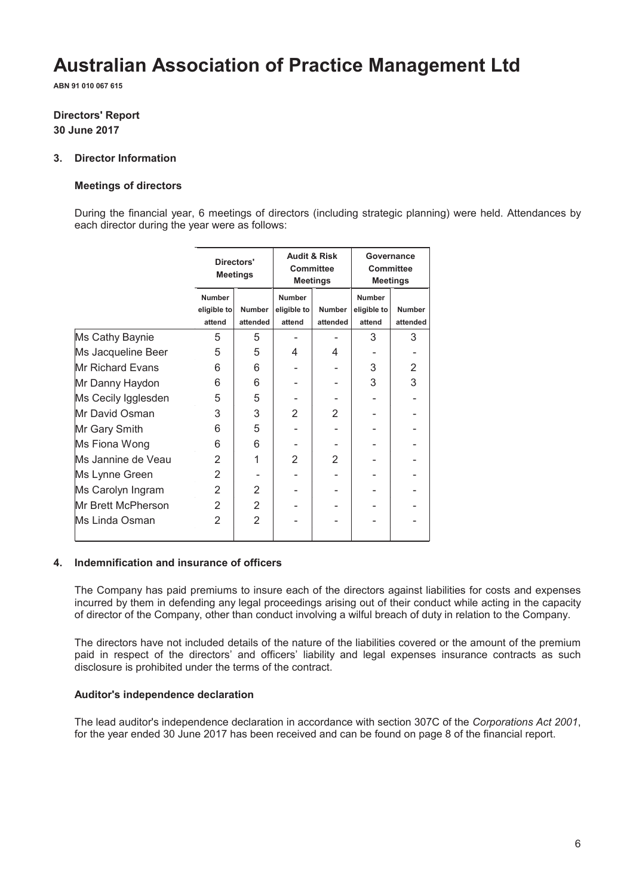// Australian Association of Practice Management Ltd

# Australian Association of Practice Management Ltd

**ABN 91 010 067 615**

**Directors' Report**
**30 June 2017**

## 3. Director Information

### Meetings of directors

During the financial year, 6 meetings of directors (including strategic planning) were held. Attendances by each director during the year were as follows:

| | Directors' Meetings | | Audit & Risk Committee Meetings | | Governance Committee Meetings | |
|---|---|---|---|---|---|---|
| | Number eligible to attend | Number attended | Number eligible to attend | Number attended | Number eligible to attend | Number attended |
| Ms Cathy Baynie | 5 | 5 | - | - | 3 | 3 |
| Ms Jacqueline Beer | 5 | 5 | 4 | 4 | - | - |
| Mr Richard Evans | 6 | 6 | - | - | 3 | 2 |
| Mr Danny Haydon | 6 | 6 | - | - | 3 | 3 |
| Ms Cecily Igglesden | 5 | 5 | - | - | - | - |
| Mr David Osman | 3 | 3 | 2 | 2 | - | - |
| Mr Gary Smith | 6 | 5 | - | - | - | - |
| Ms Fiona Wong | 6 | 6 | - | - | - | - |
| Ms Jannine de Veau | 2 | 1 | 2 | 2 | - | - |
| Ms Lynne Green | 2 | - | - | - | - | - |
| Ms Carolyn Ingram | 2 | 2 | - | - | - | - |
| Mr Brett McPherson | 2 | 2 | - | - | - | - |
| Ms Linda Osman | 2 | 2 | - | - | - | - |

## 4. Indemnification and insurance of officers

The Company has paid premiums to insure each of the directors against liabilities for costs and expenses incurred by them in defending any legal proceedings arising out of their conduct while acting in the capacity of director of the Company, other than conduct involving a wilful breach of duty in relation to the Company.

The directors have not included details of the nature of the liabilities covered or the amount of the premium paid in respect of the directors' and officers' liability and legal expenses insurance contracts as such disclosure is prohibited under the terms of the contract.

### Auditor's independence declaration

The lead auditor's independence declaration in accordance with section 307C of the *Corporations Act 2001*, for the year ended 30 June 2017 has been received and can be found on page 8 of the financial report.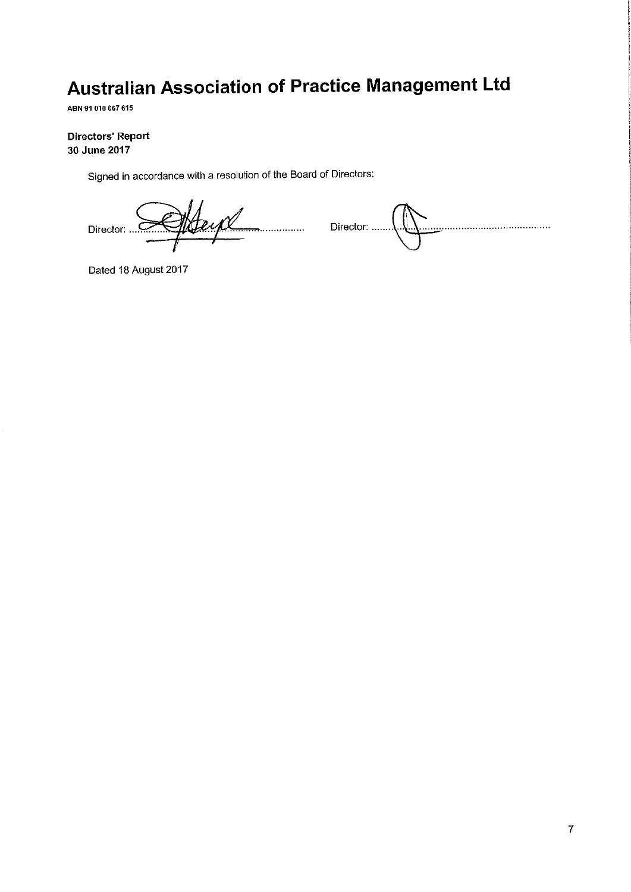# Australian Association of Practice Management Ltd

ABN 91 010 067 615

**Directors' Report**
**30 June 2017**

Signed in accordance with a resolution of the Board of Directors:

Director: ................................................ Director: ................................................

Dated 18 August 2017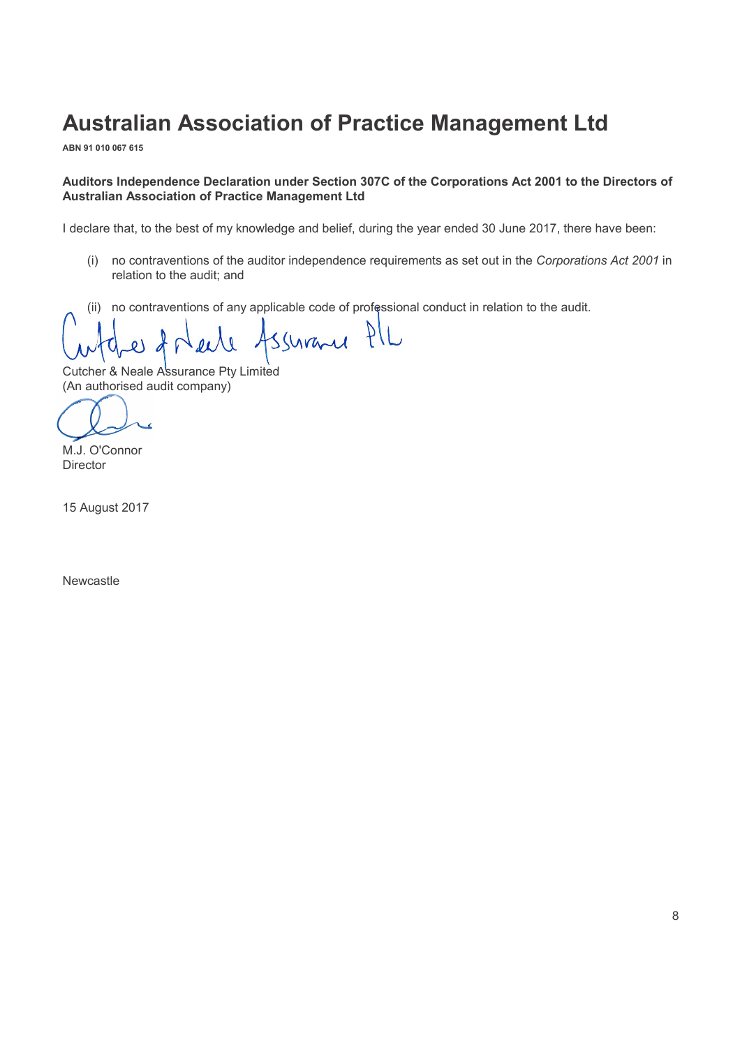# Australian Association of Practice Management Ltd

**ABN 91 010 067 615**

**Auditors Independence Declaration under Section 307C of the Corporations Act 2001 to the Directors of Australian Association of Practice Management Ltd**

I declare that, to the best of my knowledge and belief, during the year ended 30 June 2017, there have been:

(i) no contraventions of the auditor independence requirements as set out in the *Corporations Act 2001* in relation to the audit; and

(ii) no contraventions of any applicable code of professional conduct in relation to the audit.

Cutcher & Neale Assurance Pty Limited
(An authorised audit company)

M.J. O'Connor
Director

15 August 2017

Newcastle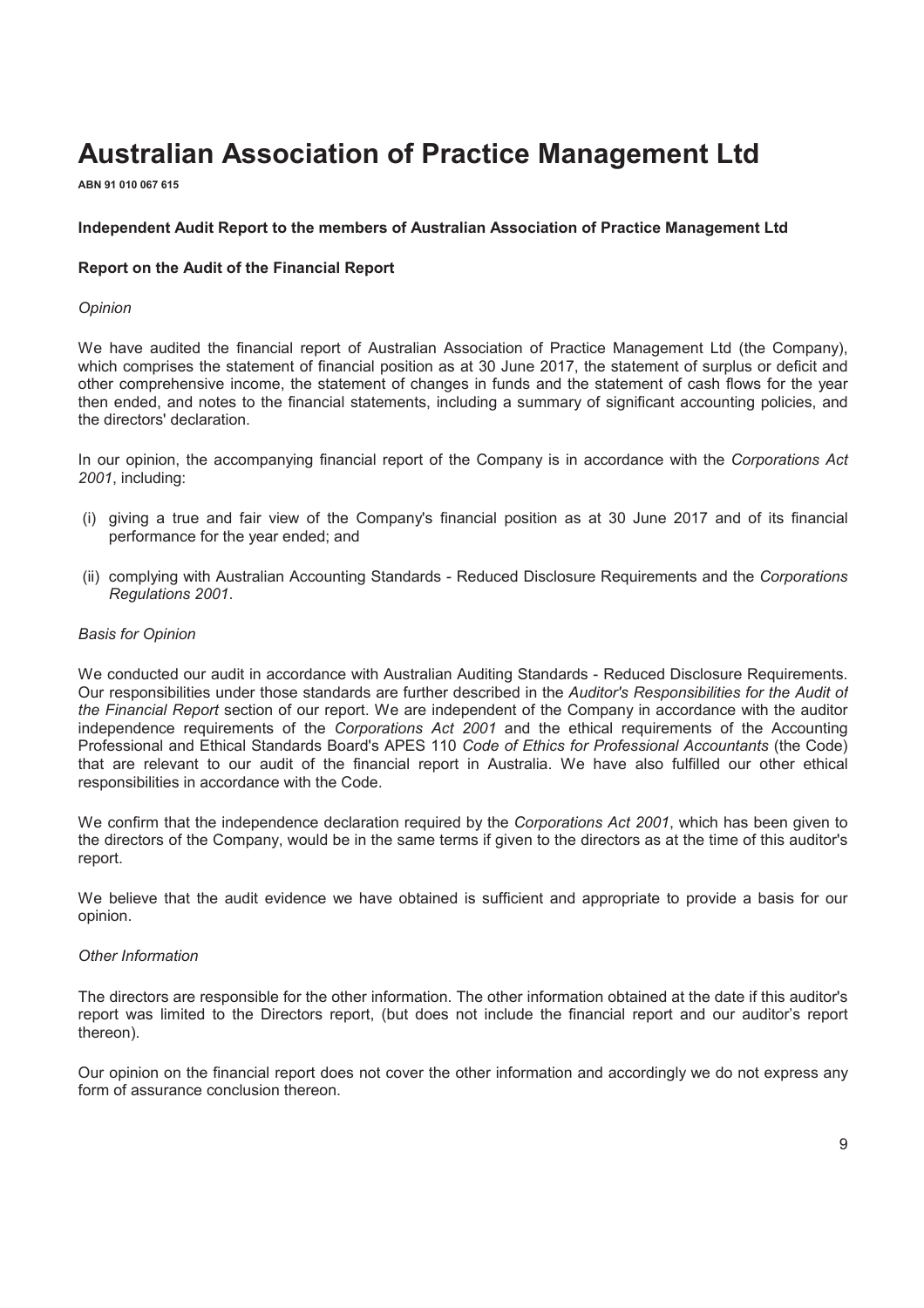# Australian Association of Practice Management Ltd

**ABN 91 010 067 615**

**Independent Audit Report to the members of Australian Association of Practice Management Ltd**

**Report on the Audit of the Financial Report**

*Opinion*

We have audited the financial report of Australian Association of Practice Management Ltd (the Company), which comprises the statement of financial position as at 30 June 2017, the statement of surplus or deficit and other comprehensive income, the statement of changes in funds and the statement of cash flows for the year then ended, and notes to the financial statements, including a summary of significant accounting policies, and the directors' declaration.

In our opinion, the accompanying financial report of the Company is in accordance with the *Corporations Act 2001*, including:

(i) giving a true and fair view of the Company's financial position as at 30 June 2017 and of its financial performance for the year ended; and

(ii) complying with Australian Accounting Standards - Reduced Disclosure Requirements and the *Corporations Regulations 2001*.

*Basis for Opinion*

We conducted our audit in accordance with Australian Auditing Standards - Reduced Disclosure Requirements. Our responsibilities under those standards are further described in the *Auditor's Responsibilities for the Audit of the Financial Report* section of our report. We are independent of the Company in accordance with the auditor independence requirements of the *Corporations Act 2001* and the ethical requirements of the Accounting Professional and Ethical Standards Board's APES 110 *Code of Ethics for Professional Accountants* (the Code) that are relevant to our audit of the financial report in Australia. We have also fulfilled our other ethical responsibilities in accordance with the Code.

We confirm that the independence declaration required by the *Corporations Act 2001*, which has been given to the directors of the Company, would be in the same terms if given to the directors as at the time of this auditor's report.

We believe that the audit evidence we have obtained is sufficient and appropriate to provide a basis for our opinion.

*Other Information*

The directors are responsible for the other information. The other information obtained at the date if this auditor's report was limited to the Directors report, (but does not include the financial report and our auditor's report thereon).

Our opinion on the financial report does not cover the other information and accordingly we do not express any form of assurance conclusion thereon.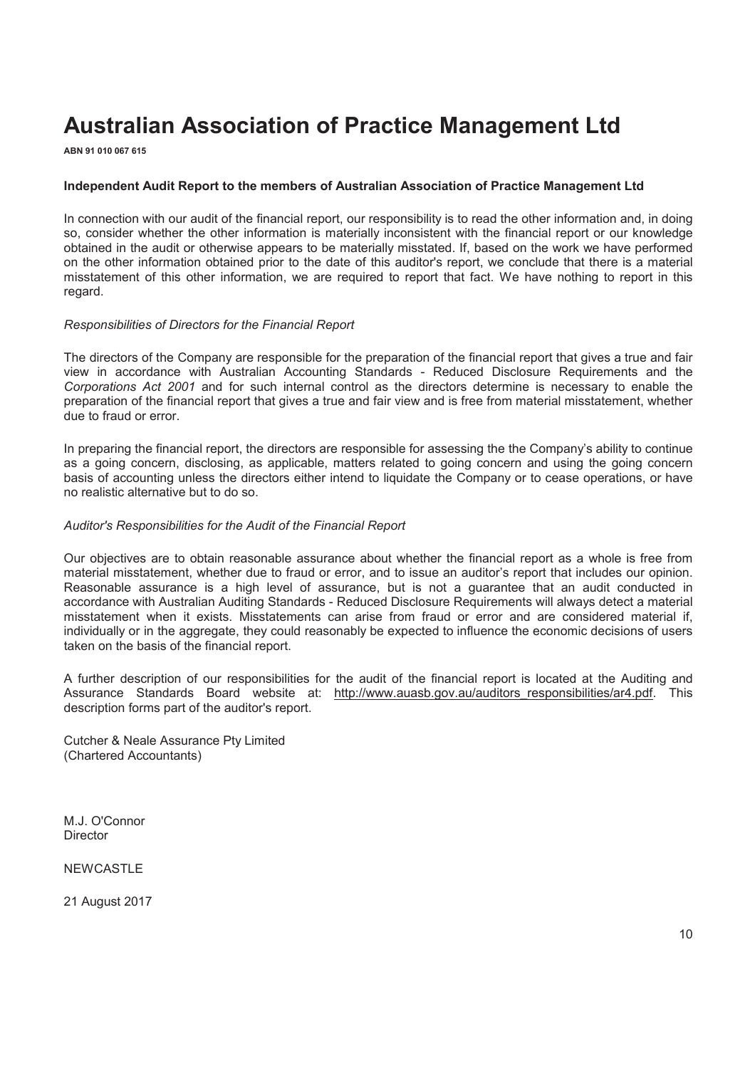// Output is the transcribed page

# Australian Association of Practice Management Ltd

**ABN 91 010 067 615**

**Independent Audit Report to the members of Australian Association of Practice Management Ltd**

In connection with our audit of the financial report, our responsibility is to read the other information and, in doing so, consider whether the other information is materially inconsistent with the financial report or our knowledge obtained in the audit or otherwise appears to be materially misstated. If, based on the work we have performed on the other information obtained prior to the date of this auditor's report, we conclude that there is a material misstatement of this other information, we are required to report that fact. We have nothing to report in this regard.

*Responsibilities of Directors for the Financial Report*

The directors of the Company are responsible for the preparation of the financial report that gives a true and fair view in accordance with Australian Accounting Standards - Reduced Disclosure Requirements and the *Corporations Act 2001* and for such internal control as the directors determine is necessary to enable the preparation of the financial report that gives a true and fair view and is free from material misstatement, whether due to fraud or error.

In preparing the financial report, the directors are responsible for assessing the the Company's ability to continue as a going concern, disclosing, as applicable, matters related to going concern and using the going concern basis of accounting unless the directors either intend to liquidate the Company or to cease operations, or have no realistic alternative but to do so.

*Auditor's Responsibilities for the Audit of the Financial Report*

Our objectives are to obtain reasonable assurance about whether the financial report as a whole is free from material misstatement, whether due to fraud or error, and to issue an auditor's report that includes our opinion. Reasonable assurance is a high level of assurance, but is not a guarantee that an audit conducted in accordance with Australian Auditing Standards - Reduced Disclosure Requirements will always detect a material misstatement when it exists. Misstatements can arise from fraud or error and are considered material if, individually or in the aggregate, they could reasonably be expected to influence the economic decisions of users taken on the basis of the financial report.

A further description of our responsibilities for the audit of the financial report is located at the Auditing and Assurance Standards Board website at: http://www.auasb.gov.au/auditors_responsibilities/ar4.pdf. This description forms part of the auditor's report.

Cutcher & Neale Assurance Pty Limited
(Chartered Accountants)

M.J. O'Connor
Director

NEWCASTLE

21 August 2017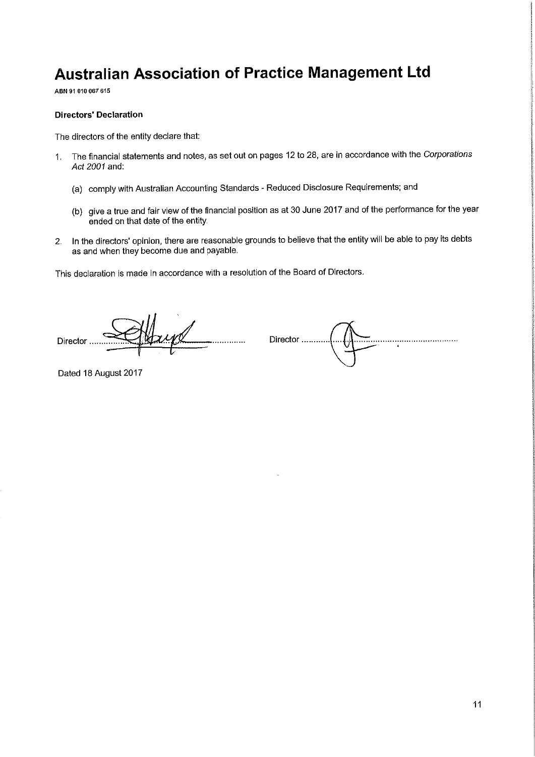# Australian Association of Practice Management Ltd

**ABN 91 010 067 615**

**Directors' Declaration**

The directors of the entity declare that:

1. The financial statements and notes, as set out on pages 12 to 28, are in accordance with the *Corporations Act 2001* and:

   (a) comply with Australian Accounting Standards - Reduced Disclosure Requirements; and

   (b) give a true and fair view of the financial position as at 30 June 2017 and of the performance for the year ended on that date of the entity.

2. In the directors' opinion, there are reasonable grounds to believe that the entity will be able to pay its debts as and when they become due and payable.

This declaration is made in accordance with a resolution of the Board of Directors.

Director ..................................................    Director ..................................................

Dated 18 August 2017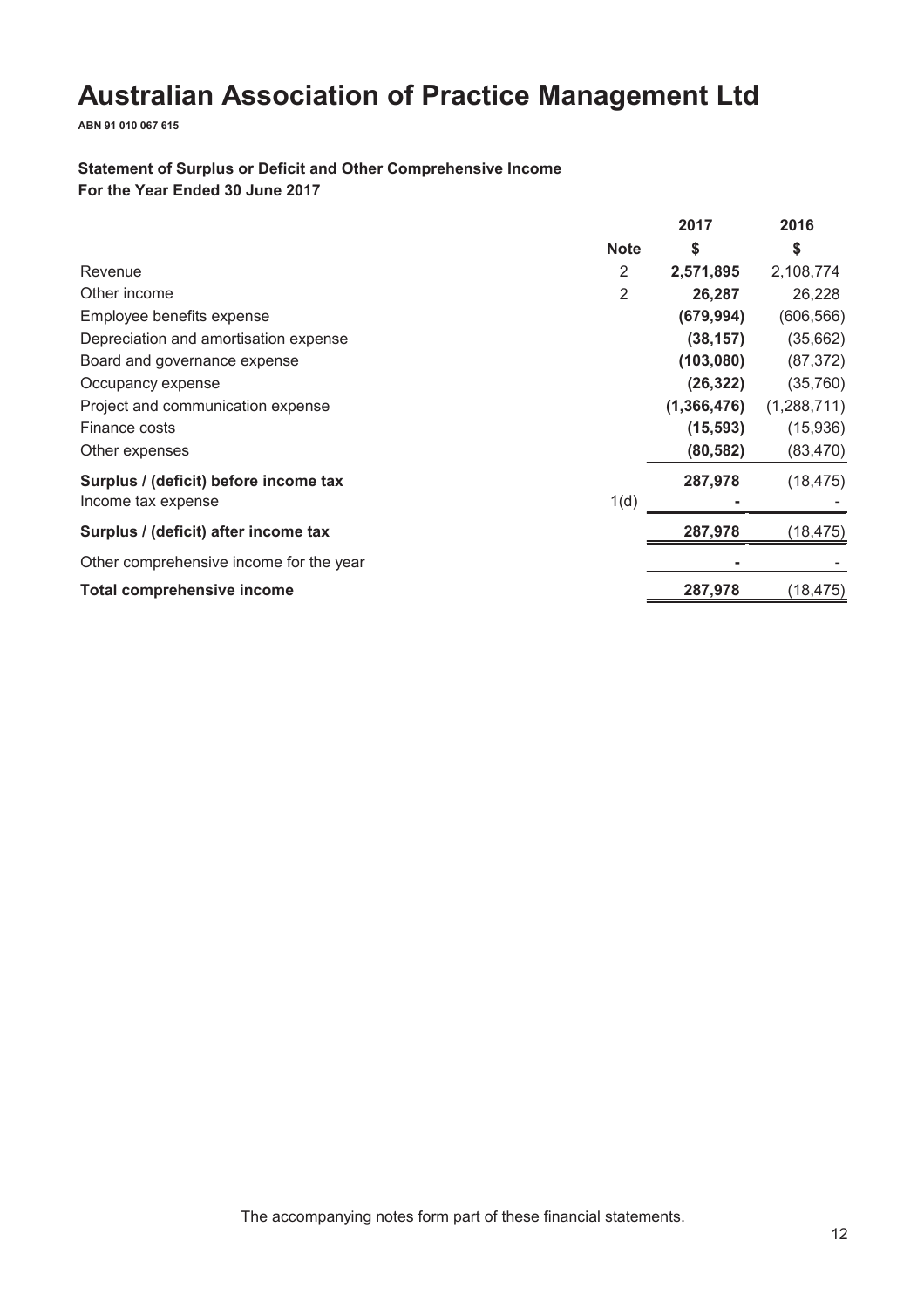# Australian Association of Practice Management Ltd

**ABN 91 010 067 615**

**Statement of Surplus or Deficit and Other Comprehensive Income**
**For the Year Ended 30 June 2017**

| | Note | 2017<br>$ | 2016<br>$ |
|---|---|---|---|
| Revenue | 2 | **2,571,895** | 2,108,774 |
| Other income | 2 | **26,287** | 26,228 |
| Employee benefits expense | | **(679,994)** | (606,566) |
| Depreciation and amortisation expense | | **(38,157)** | (35,662) |
| Board and governance expense | | **(103,080)** | (87,372) |
| Occupancy expense | | **(26,322)** | (35,760) |
| Project and communication expense | | **(1,366,476)** | (1,288,711) |
| Finance costs | | **(15,593)** | (15,936) |
| Other expenses | | **(80,582)** | (83,470) |
| **Surplus / (deficit) before income tax** | | **287,978** | (18,475) |
| Income tax expense | 1(d) | **-** | - |
| **Surplus / (deficit) after income tax** | | **287,978** | (18,475) |
| Other comprehensive income for the year | | **-** | - |
| **Total comprehensive income** | | **287,978** | (18,475) |

The accompanying notes form part of these financial statements.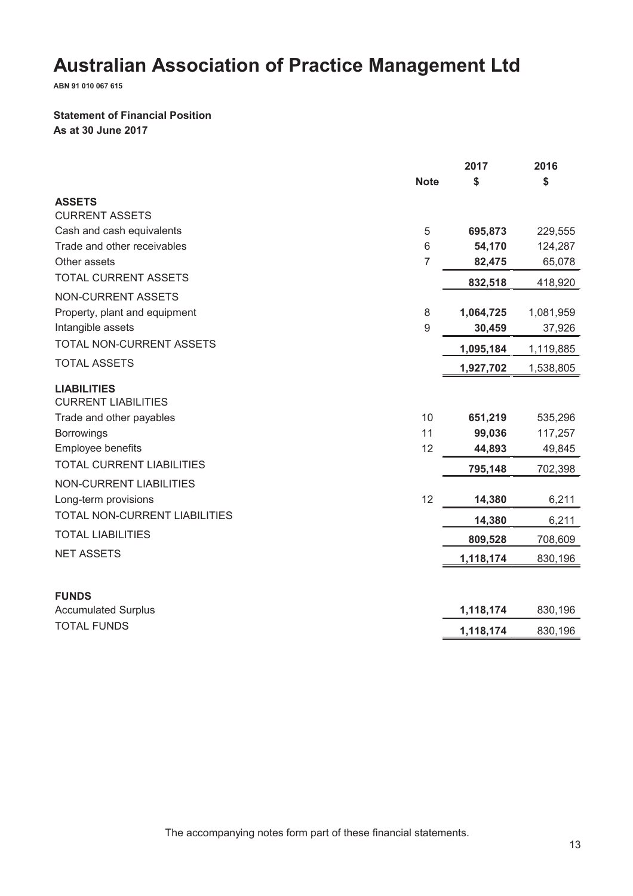# Australian Association of Practice Management Ltd

**ABN 91 010 067 615**

**Statement of Financial Position**
**As at 30 June 2017**

| | Note | 2017 $ | 2016 $ |
|---|---|---|---|
| **ASSETS** | | | |
| CURRENT ASSETS | | | |
| Cash and cash equivalents | 5 | **695,873** | 229,555 |
| Trade and other receivables | 6 | **54,170** | 124,287 |
| Other assets | 7 | **82,475** | 65,078 |
| TOTAL CURRENT ASSETS | | **832,518** | 418,920 |
| NON-CURRENT ASSETS | | | |
| Property, plant and equipment | 8 | **1,064,725** | 1,081,959 |
| Intangible assets | 9 | **30,459** | 37,926 |
| TOTAL NON-CURRENT ASSETS | | **1,095,184** | 1,119,885 |
| TOTAL ASSETS | | **1,927,702** | 1,538,805 |
| **LIABILITIES** | | | |
| CURRENT LIABILITIES | | | |
| Trade and other payables | 10 | **651,219** | 535,296 |
| Borrowings | 11 | **99,036** | 117,257 |
| Employee benefits | 12 | **44,893** | 49,845 |
| TOTAL CURRENT LIABILITIES | | **795,148** | 702,398 |
| NON-CURRENT LIABILITIES | | | |
| Long-term provisions | 12 | **14,380** | 6,211 |
| TOTAL NON-CURRENT LIABILITIES | | **14,380** | 6,211 |
| TOTAL LIABILITIES | | **809,528** | 708,609 |
| NET ASSETS | | **1,118,174** | 830,196 |
| | | | |
| **FUNDS** | | | |
| Accumulated Surplus | | **1,118,174** | 830,196 |
| TOTAL FUNDS | | **1,118,174** | 830,196 |

The accompanying notes form part of these financial statements.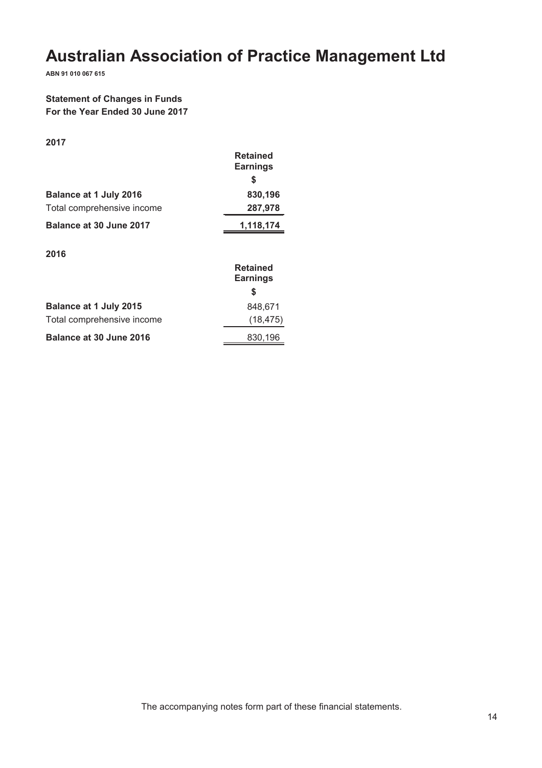# Australian Association of Practice Management Ltd

**ABN 91 010 067 615**

**Statement of Changes in Funds**
**For the Year Ended 30 June 2017**

**2017**

| | Retained Earnings |
|---|---|
| | $ |
| **Balance at 1 July 2016** | **830,196** |
| Total comprehensive income | **287,978** |
| **Balance at 30 June 2017** | **1,118,174** |

**2016**

| | Retained Earnings |
|---|---|
| | $ |
| **Balance at 1 July 2015** | 848,671 |
| Total comprehensive income | (18,475) |
| **Balance at 30 June 2016** | 830,196 |

The accompanying notes form part of these financial statements.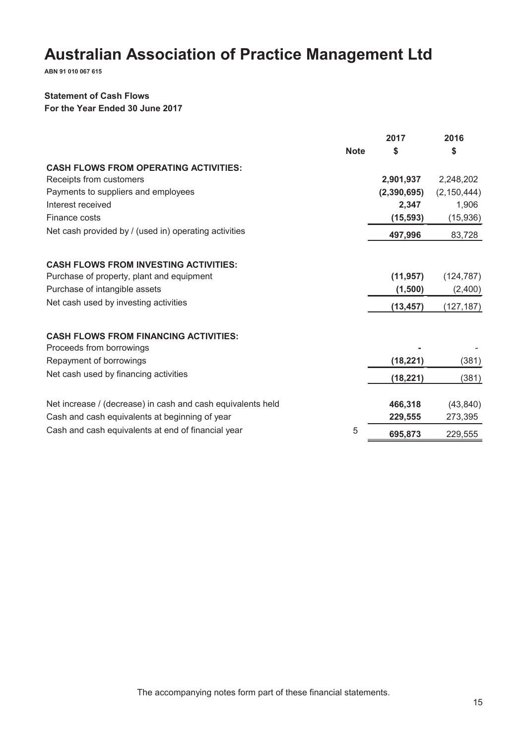# Australian Association of Practice Management Ltd

**ABN 91 010 067 615**

**Statement of Cash Flows**
**For the Year Ended 30 June 2017**

| | Note | 2017<br>$ | 2016<br>$ |
|---|---|---|---|
| **CASH FLOWS FROM OPERATING ACTIVITIES:** | | | |
| Receipts from customers | | **2,901,937** | 2,248,202 |
| Payments to suppliers and employees | | **(2,390,695)** | (2,150,444) |
| Interest received | | **2,347** | 1,906 |
| Finance costs | | **(15,593)** | (15,936) |
| Net cash provided by / (used in) operating activities | | **497,996** | 83,728 |
| | | | |
| **CASH FLOWS FROM INVESTING ACTIVITIES:** | | | |
| Purchase of property, plant and equipment | | **(11,957)** | (124,787) |
| Purchase of intangible assets | | **(1,500)** | (2,400) |
| Net cash used by investing activities | | **(13,457)** | (127,187) |
| | | | |
| **CASH FLOWS FROM FINANCING ACTIVITIES:** | | | |
| Proceeds from borrowings | | **-** | - |
| Repayment of borrowings | | **(18,221)** | (381) |
| Net cash used by financing activities | | **(18,221)** | (381) |
| | | | |
| Net increase / (decrease) in cash and cash equivalents held | | **466,318** | (43,840) |
| Cash and cash equivalents at beginning of year | | **229,555** | 273,395 |
| Cash and cash equivalents at end of financial year | 5 | **695,873** | 229,555 |

The accompanying notes form part of these financial statements.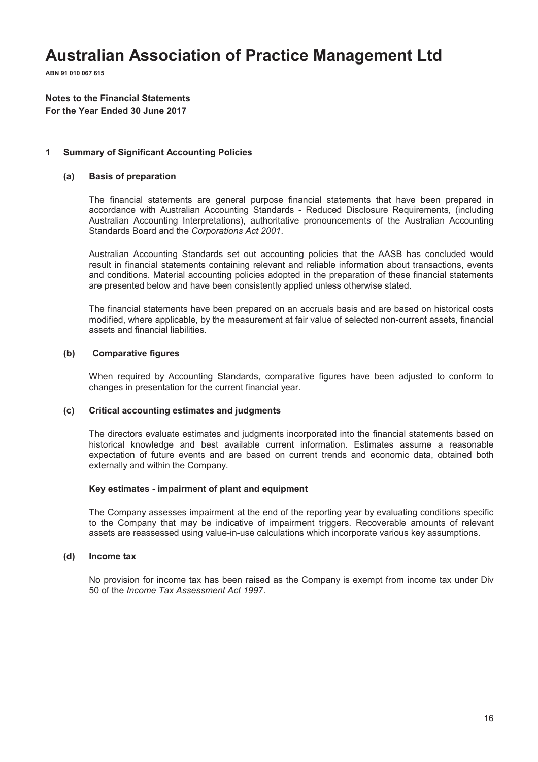# Australian Association of Practice Management Ltd

**ABN 91 010 067 615**

**Notes to the Financial Statements**
**For the Year Ended 30 June 2017**

## 1 Summary of Significant Accounting Policies

### (a) Basis of preparation

The financial statements are general purpose financial statements that have been prepared in accordance with Australian Accounting Standards - Reduced Disclosure Requirements, (including Australian Accounting Interpretations), authoritative pronouncements of the Australian Accounting Standards Board and the *Corporations Act 2001*.

Australian Accounting Standards set out accounting policies that the AASB has concluded would result in financial statements containing relevant and reliable information about transactions, events and conditions. Material accounting policies adopted in the preparation of these financial statements are presented below and have been consistently applied unless otherwise stated.

The financial statements have been prepared on an accruals basis and are based on historical costs modified, where applicable, by the measurement at fair value of selected non-current assets, financial assets and financial liabilities.

### (b) Comparative figures

When required by Accounting Standards, comparative figures have been adjusted to conform to changes in presentation for the current financial year.

### (c) Critical accounting estimates and judgments

The directors evaluate estimates and judgments incorporated into the financial statements based on historical knowledge and best available current information. Estimates assume a reasonable expectation of future events and are based on current trends and economic data, obtained both externally and within the Company.

**Key estimates - impairment of plant and equipment**

The Company assesses impairment at the end of the reporting year by evaluating conditions specific to the Company that may be indicative of impairment triggers. Recoverable amounts of relevant assets are reassessed using value-in-use calculations which incorporate various key assumptions.

### (d) Income tax

No provision for income tax has been raised as the Company is exempt from income tax under Div 50 of the *Income Tax Assessment Act 1997*.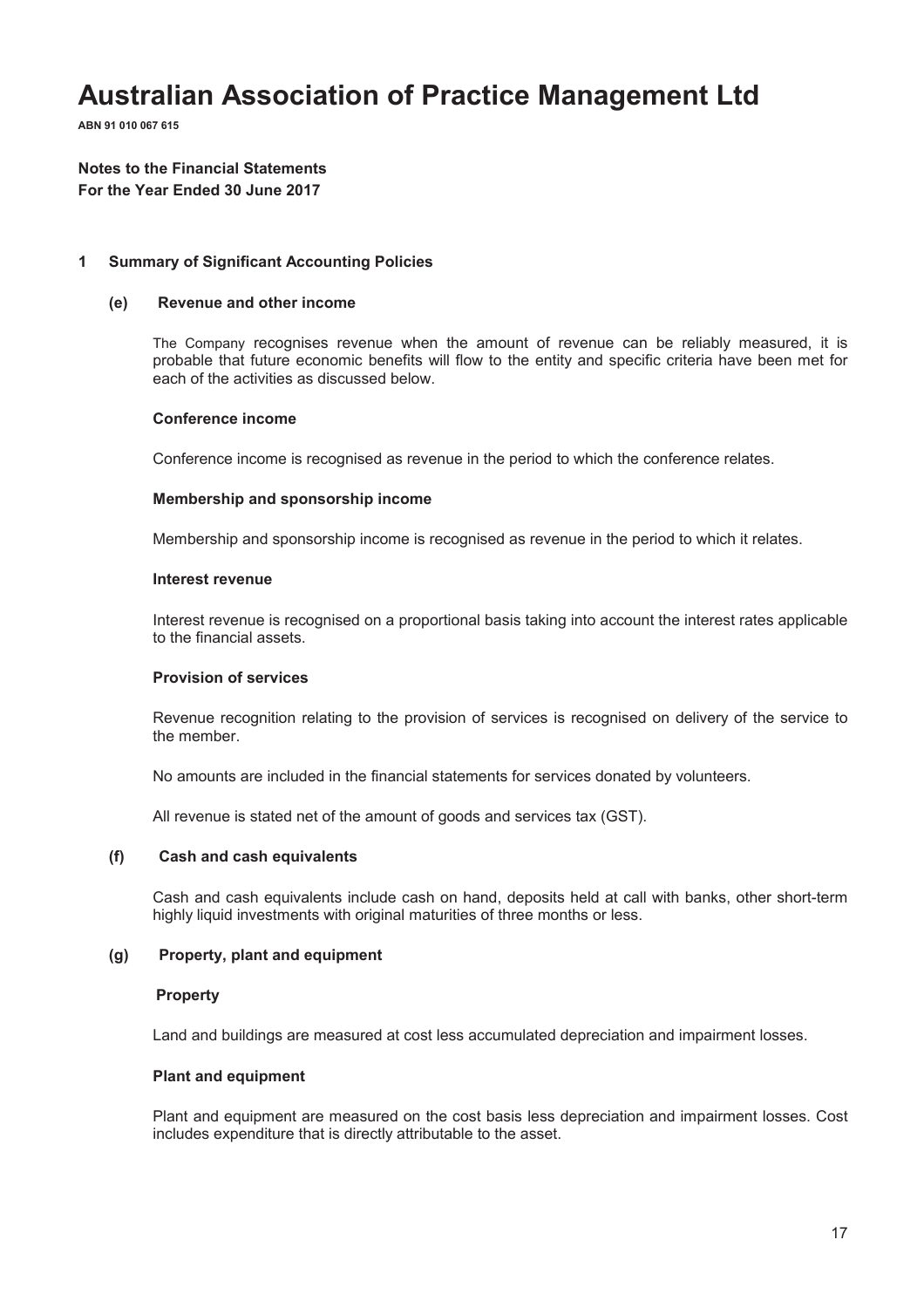# Australian Association of Practice Management Ltd

**ABN 91 010 067 615**

**Notes to the Financial Statements**
**For the Year Ended 30 June 2017**

## 1 Summary of Significant Accounting Policies

### (e) Revenue and other income

The Company recognises revenue when the amount of revenue can be reliably measured, it is probable that future economic benefits will flow to the entity and specific criteria have been met for each of the activities as discussed below.

**Conference income**

Conference income is recognised as revenue in the period to which the conference relates.

**Membership and sponsorship income**

Membership and sponsorship income is recognised as revenue in the period to which it relates.

**Interest revenue**

Interest revenue is recognised on a proportional basis taking into account the interest rates applicable to the financial assets.

**Provision of services**

Revenue recognition relating to the provision of services is recognised on delivery of the service to the member.

No amounts are included in the financial statements for services donated by volunteers.

All revenue is stated net of the amount of goods and services tax (GST).

### (f) Cash and cash equivalents

Cash and cash equivalents include cash on hand, deposits held at call with banks, other short-term highly liquid investments with original maturities of three months or less.

### (g) Property, plant and equipment

**Property**

Land and buildings are measured at cost less accumulated depreciation and impairment losses.

**Plant and equipment**

Plant and equipment are measured on the cost basis less depreciation and impairment losses. Cost includes expenditure that is directly attributable to the asset.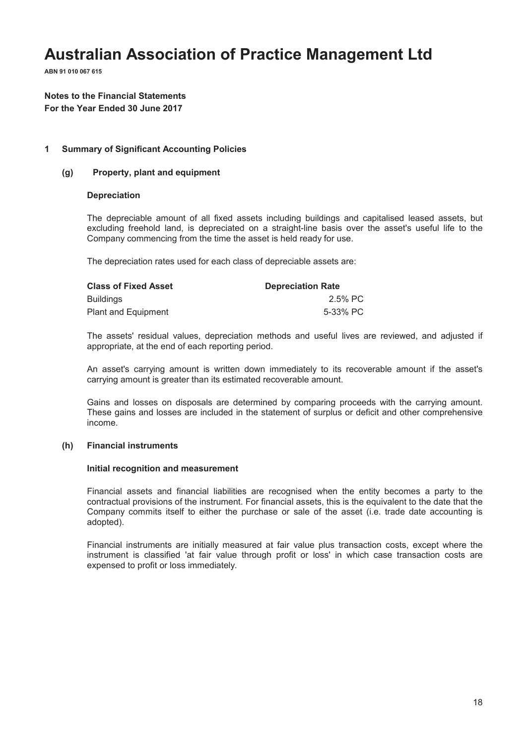# Australian Association of Practice Management Ltd

**ABN 91 010 067 615**

**Notes to the Financial Statements**
**For the Year Ended 30 June 2017**

## 1 Summary of Significant Accounting Policies

### (g) Property, plant and equipment

#### Depreciation

The depreciable amount of all fixed assets including buildings and capitalised leased assets, but excluding freehold land, is depreciated on a straight-line basis over the asset's useful life to the Company commencing from the time the asset is held ready for use.

The depreciation rates used for each class of depreciable assets are:

| Class of Fixed Asset | Depreciation Rate |
|---|---|
| Buildings | 2.5% PC |
| Plant and Equipment | 5-33% PC |

The assets' residual values, depreciation methods and useful lives are reviewed, and adjusted if appropriate, at the end of each reporting period.

An asset's carrying amount is written down immediately to its recoverable amount if the asset's carrying amount is greater than its estimated recoverable amount.

Gains and losses on disposals are determined by comparing proceeds with the carrying amount. These gains and losses are included in the statement of surplus or deficit and other comprehensive income.

### (h) Financial instruments

#### Initial recognition and measurement

Financial assets and financial liabilities are recognised when the entity becomes a party to the contractual provisions of the instrument. For financial assets, this is the equivalent to the date that the Company commits itself to either the purchase or sale of the asset (i.e. trade date accounting is adopted).

Financial instruments are initially measured at fair value plus transaction costs, except where the instrument is classified 'at fair value through profit or loss' in which case transaction costs are expensed to profit or loss immediately.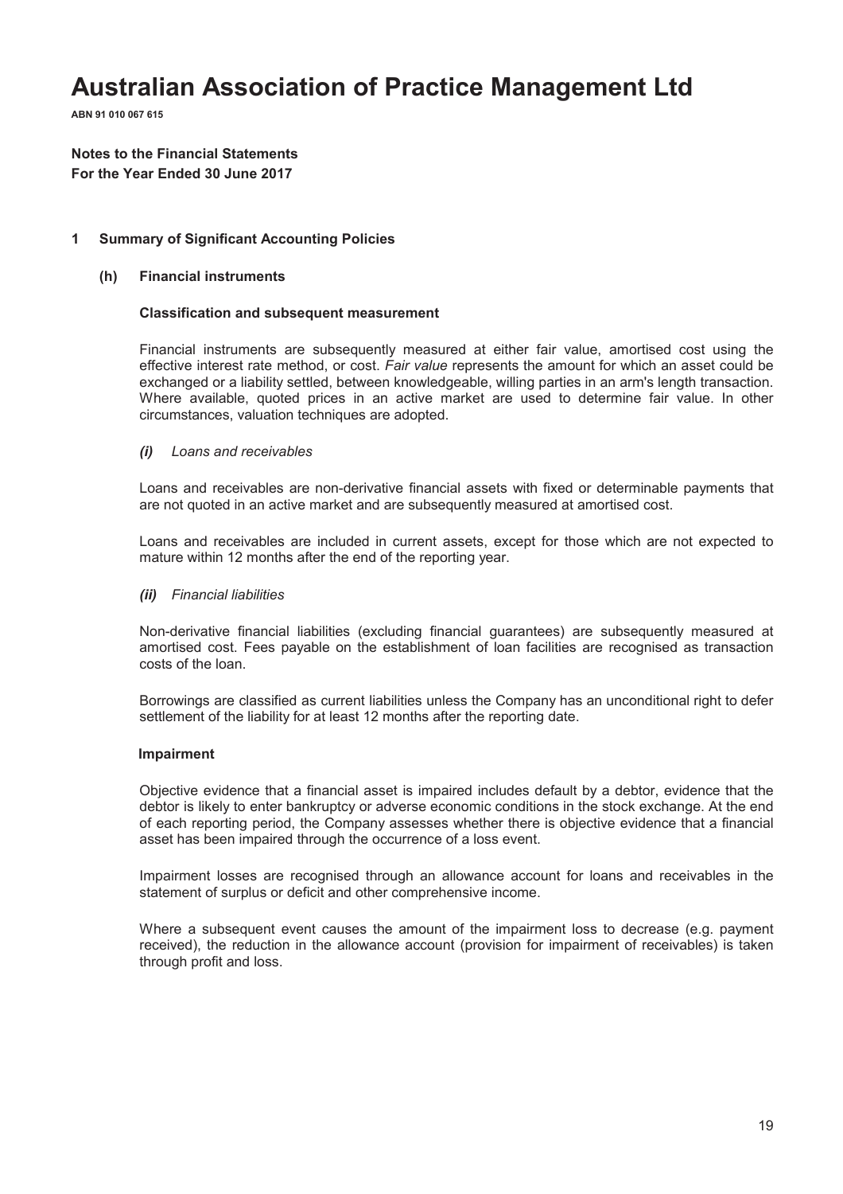# Australian Association of Practice Management Ltd

**ABN 91 010 067 615**

**Notes to the Financial Statements**
**For the Year Ended 30 June 2017**

## 1 Summary of Significant Accounting Policies

### (h) Financial instruments

**Classification and subsequent measurement**

Financial instruments are subsequently measured at either fair value, amortised cost using the effective interest rate method, or cost. *Fair value* represents the amount for which an asset could be exchanged or a liability settled, between knowledgeable, willing parties in an arm's length transaction. Where available, quoted prices in an active market are used to determine fair value. In other circumstances, valuation techniques are adopted.

***(i)*** *Loans and receivables*

Loans and receivables are non-derivative financial assets with fixed or determinable payments that are not quoted in an active market and are subsequently measured at amortised cost.

Loans and receivables are included in current assets, except for those which are not expected to mature within 12 months after the end of the reporting year.

***(ii)*** *Financial liabilities*

Non-derivative financial liabilities (excluding financial guarantees) are subsequently measured at amortised cost. Fees payable on the establishment of loan facilities are recognised as transaction costs of the loan.

Borrowings are classified as current liabilities unless the Company has an unconditional right to defer settlement of the liability for at least 12 months after the reporting date.

**Impairment**

Objective evidence that a financial asset is impaired includes default by a debtor, evidence that the debtor is likely to enter bankruptcy or adverse economic conditions in the stock exchange. At the end of each reporting period, the Company assesses whether there is objective evidence that a financial asset has been impaired through the occurrence of a loss event.

Impairment losses are recognised through an allowance account for loans and receivables in the statement of surplus or deficit and other comprehensive income.

Where a subsequent event causes the amount of the impairment loss to decrease (e.g. payment received), the reduction in the allowance account (provision for impairment of receivables) is taken through profit and loss.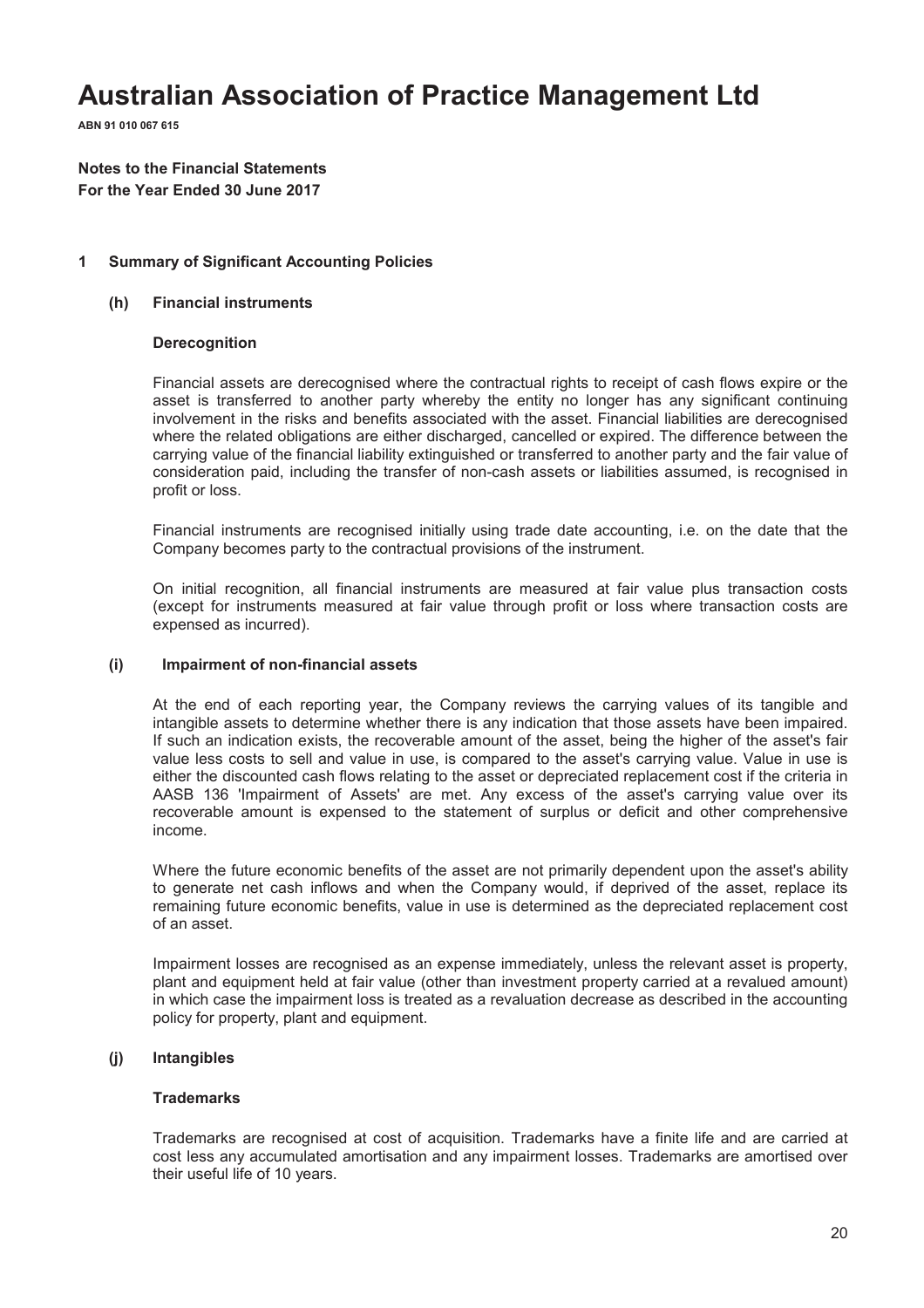# Australian Association of Practice Management Ltd

**ABN 91 010 067 615**

**Notes to the Financial Statements**
**For the Year Ended 30 June 2017**

## 1 Summary of Significant Accounting Policies

### (h) Financial instruments

#### Derecognition

Financial assets are derecognised where the contractual rights to receipt of cash flows expire or the asset is transferred to another party whereby the entity no longer has any significant continuing involvement in the risks and benefits associated with the asset. Financial liabilities are derecognised where the related obligations are either discharged, cancelled or expired. The difference between the carrying value of the financial liability extinguished or transferred to another party and the fair value of consideration paid, including the transfer of non-cash assets or liabilities assumed, is recognised in profit or loss.

Financial instruments are recognised initially using trade date accounting, i.e. on the date that the Company becomes party to the contractual provisions of the instrument.

On initial recognition, all financial instruments are measured at fair value plus transaction costs (except for instruments measured at fair value through profit or loss where transaction costs are expensed as incurred).

### (i) Impairment of non-financial assets

At the end of each reporting year, the Company reviews the carrying values of its tangible and intangible assets to determine whether there is any indication that those assets have been impaired. If such an indication exists, the recoverable amount of the asset, being the higher of the asset's fair value less costs to sell and value in use, is compared to the asset's carrying value. Value in use is either the discounted cash flows relating to the asset or depreciated replacement cost if the criteria in AASB 136 'Impairment of Assets' are met. Any excess of the asset's carrying value over its recoverable amount is expensed to the statement of surplus or deficit and other comprehensive income.

Where the future economic benefits of the asset are not primarily dependent upon the asset's ability to generate net cash inflows and when the Company would, if deprived of the asset, replace its remaining future economic benefits, value in use is determined as the depreciated replacement cost of an asset.

Impairment losses are recognised as an expense immediately, unless the relevant asset is property, plant and equipment held at fair value (other than investment property carried at a revalued amount) in which case the impairment loss is treated as a revaluation decrease as described in the accounting policy for property, plant and equipment.

### (j) Intangibles

#### Trademarks

Trademarks are recognised at cost of acquisition. Trademarks have a finite life and are carried at cost less any accumulated amortisation and any impairment losses. Trademarks are amortised over their useful life of 10 years.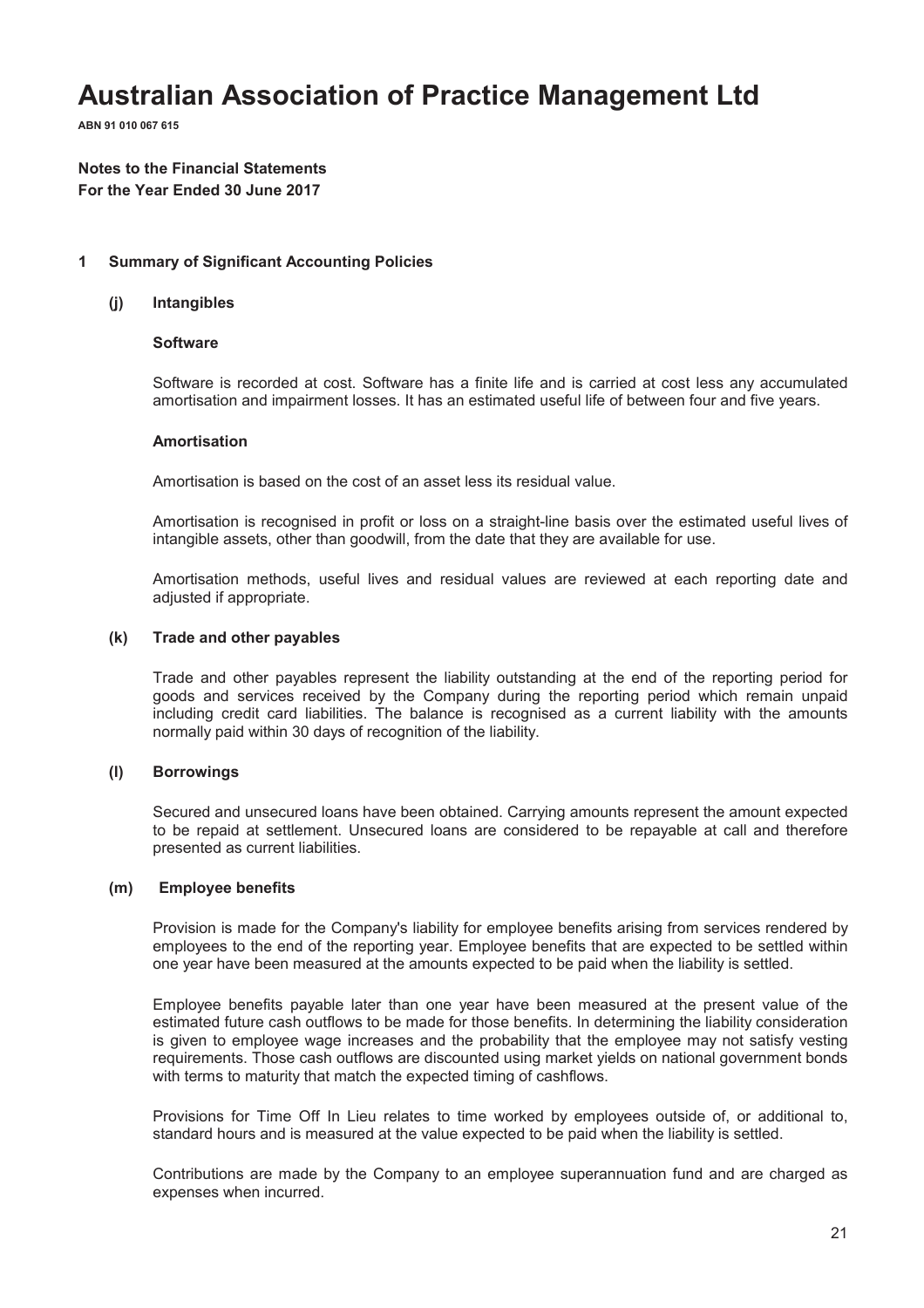# Australian Association of Practice Management Ltd

**ABN 91 010 067 615**

**Notes to the Financial Statements**
**For the Year Ended 30 June 2017**

## 1 Summary of Significant Accounting Policies

### (j) Intangibles

**Software**

Software is recorded at cost. Software has a finite life and is carried at cost less any accumulated amortisation and impairment losses. It has an estimated useful life of between four and five years.

**Amortisation**

Amortisation is based on the cost of an asset less its residual value.

Amortisation is recognised in profit or loss on a straight-line basis over the estimated useful lives of intangible assets, other than goodwill, from the date that they are available for use.

Amortisation methods, useful lives and residual values are reviewed at each reporting date and adjusted if appropriate.

### (k) Trade and other payables

Trade and other payables represent the liability outstanding at the end of the reporting period for goods and services received by the Company during the reporting period which remain unpaid including credit card liabilities. The balance is recognised as a current liability with the amounts normally paid within 30 days of recognition of the liability.

### (l) Borrowings

Secured and unsecured loans have been obtained. Carrying amounts represent the amount expected to be repaid at settlement. Unsecured loans are considered to be repayable at call and therefore presented as current liabilities.

### (m) Employee benefits

Provision is made for the Company's liability for employee benefits arising from services rendered by employees to the end of the reporting year. Employee benefits that are expected to be settled within one year have been measured at the amounts expected to be paid when the liability is settled.

Employee benefits payable later than one year have been measured at the present value of the estimated future cash outflows to be made for those benefits. In determining the liability consideration is given to employee wage increases and the probability that the employee may not satisfy vesting requirements. Those cash outflows are discounted using market yields on national government bonds with terms to maturity that match the expected timing of cashflows.

Provisions for Time Off In Lieu relates to time worked by employees outside of, or additional to, standard hours and is measured at the value expected to be paid when the liability is settled.

Contributions are made by the Company to an employee superannuation fund and are charged as expenses when incurred.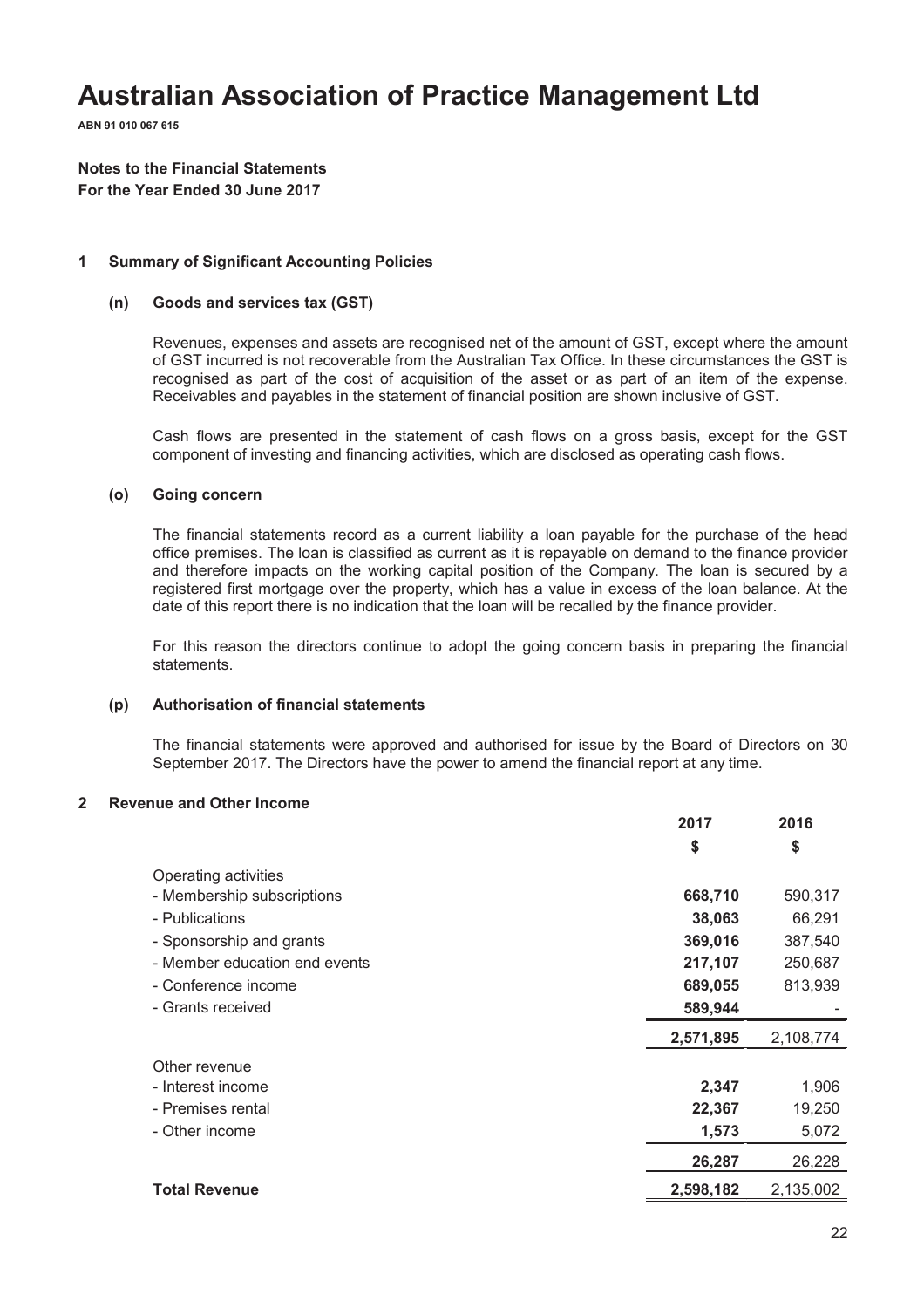# Australian Association of Practice Management Ltd

**ABN 91 010 067 615**

**Notes to the Financial Statements**
**For the Year Ended 30 June 2017**

## 1 Summary of Significant Accounting Policies

### (n) Goods and services tax (GST)

Revenues, expenses and assets are recognised net of the amount of GST, except where the amount of GST incurred is not recoverable from the Australian Tax Office. In these circumstances the GST is recognised as part of the cost of acquisition of the asset or as part of an item of the expense. Receivables and payables in the statement of financial position are shown inclusive of GST.

Cash flows are presented in the statement of cash flows on a gross basis, except for the GST component of investing and financing activities, which are disclosed as operating cash flows.

### (o) Going concern

The financial statements record as a current liability a loan payable for the purchase of the head office premises. The loan is classified as current as it is repayable on demand to the finance provider and therefore impacts on the working capital position of the Company. The loan is secured by a registered first mortgage over the property, which has a value in excess of the loan balance. At the date of this report there is no indication that the loan will be recalled by the finance provider.

For this reason the directors continue to adopt the going concern basis in preparing the financial statements.

### (p) Authorisation of financial statements

The financial statements were approved and authorised for issue by the Board of Directors on 30 September 2017. The Directors have the power to amend the financial report at any time.

## 2 Revenue and Other Income

| | 2017 | 2016 |
|---|---|---|
| | $ | $ |
| Operating activities | | |
| - Membership subscriptions | **668,710** | 590,317 |
| - Publications | **38,063** | 66,291 |
| - Sponsorship and grants | **369,016** | 387,540 |
| - Member education end events | **217,107** | 250,687 |
| - Conference income | **689,055** | 813,939 |
| - Grants received | **589,944** | - |
| | **2,571,895** | 2,108,774 |
| Other revenue | | |
| - Interest income | **2,347** | 1,906 |
| - Premises rental | **22,367** | 19,250 |
| - Other income | **1,573** | 5,072 |
| | **26,287** | 26,228 |
| **Total Revenue** | **2,598,182** | 2,135,002 |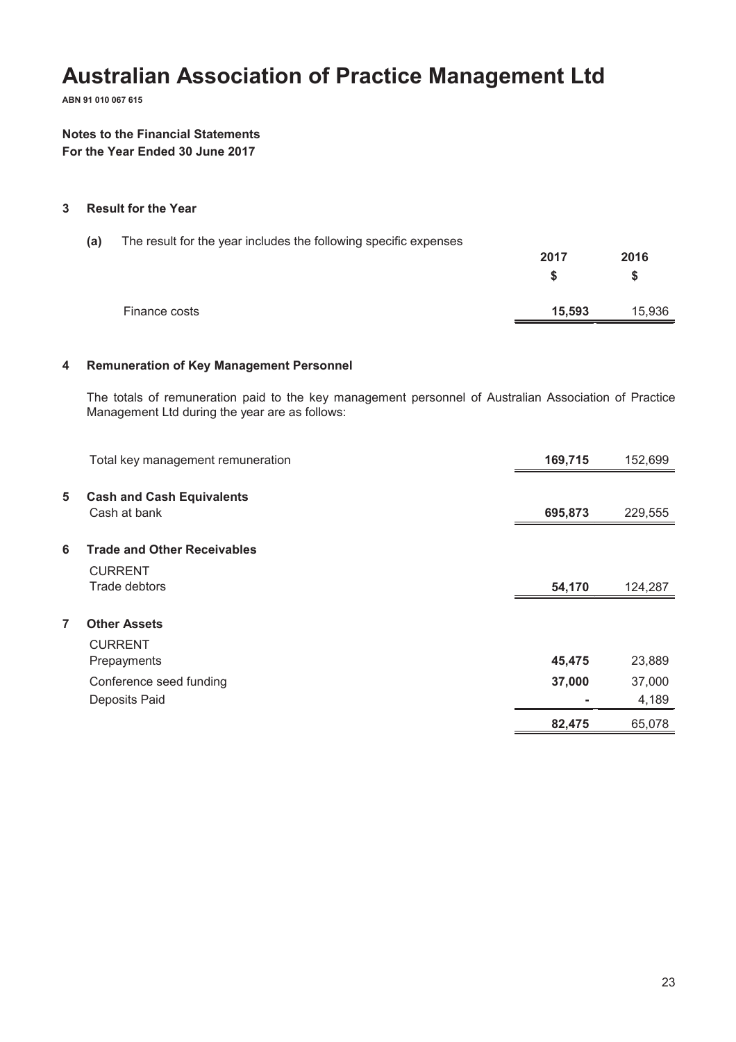# Australian Association of Practice Management Ltd

**ABN 91 010 067 615**

**Notes to the Financial Statements**
**For the Year Ended 30 June 2017**

## 3 Result for the Year

**(a)** The result for the year includes the following specific expenses

| | 2017 $ | 2016 $ |
|---|---|---|
| Finance costs | **15,593** | 15,936 |

## 4 Remuneration of Key Management Personnel

The totals of remuneration paid to the key management personnel of Australian Association of Practice Management Ltd during the year are as follows:

| | 2017 $ | 2016 $ |
|---|---|---|
| Total key management remuneration | **169,715** | 152,699 |

## 5 Cash and Cash Equivalents

| | 2017 $ | 2016 $ |
|---|---|---|
| Cash at bank | **695,873** | 229,555 |

## 6 Trade and Other Receivables

| | 2017 $ | 2016 $ |
|---|---|---|
| CURRENT | | |
| Trade debtors | **54,170** | 124,287 |

## 7 Other Assets

| | 2017 $ | 2016 $ |
|---|---|---|
| CURRENT | | |
| Prepayments | **45,475** | 23,889 |
| Conference seed funding | **37,000** | 37,000 |
| Deposits Paid | **-** | 4,189 |
| | **82,475** | 65,078 |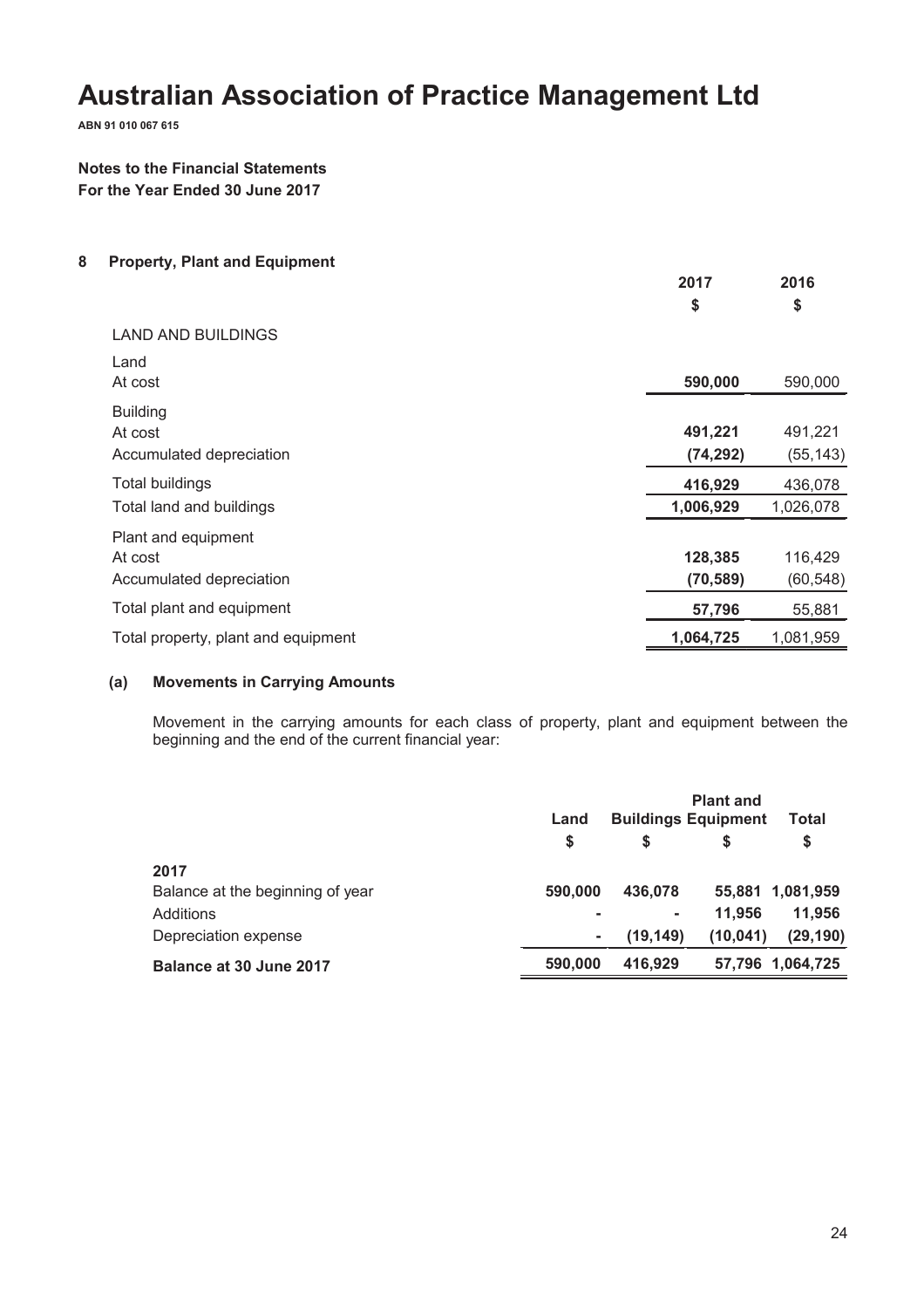# Australian Association of Practice Management Ltd

**ABN 91 010 067 615**

**Notes to the Financial Statements**
**For the Year Ended 30 June 2017**

## 8 Property, Plant and Equipment

| | 2017 | 2016 |
|---|---|---|
| | $ | $ |
| LAND AND BUILDINGS | | |
| Land | | |
| At cost | **590,000** | 590,000 |
| Building | | |
| At cost | **491,221** | 491,221 |
| Accumulated depreciation | **(74,292)** | (55,143) |
| Total buildings | **416,929** | 436,078 |
| Total land and buildings | **1,006,929** | 1,026,078 |
| Plant and equipment | | |
| At cost | **128,385** | 116,429 |
| Accumulated depreciation | **(70,589)** | (60,548) |
| Total plant and equipment | **57,796** | 55,881 |
| Total property, plant and equipment | **1,064,725** | 1,081,959 |

### (a) Movements in Carrying Amounts

Movement in the carrying amounts for each class of property, plant and equipment between the beginning and the end of the current financial year:

| | Land | Buildings | Plant and Equipment | Total |
|---|---|---|---|---|
| | $ | $ | $ | $ |
| **2017** | | | | |
| Balance at the beginning of year | **590,000** | **436,078** | **55,881** | **1,081,959** |
| Additions | **-** | **-** | **11,956** | **11,956** |
| Depreciation expense | **-** | **(19,149)** | **(10,041)** | **(29,190)** |
| **Balance at 30 June 2017** | **590,000** | **416,929** | **57,796** | **1,064,725** |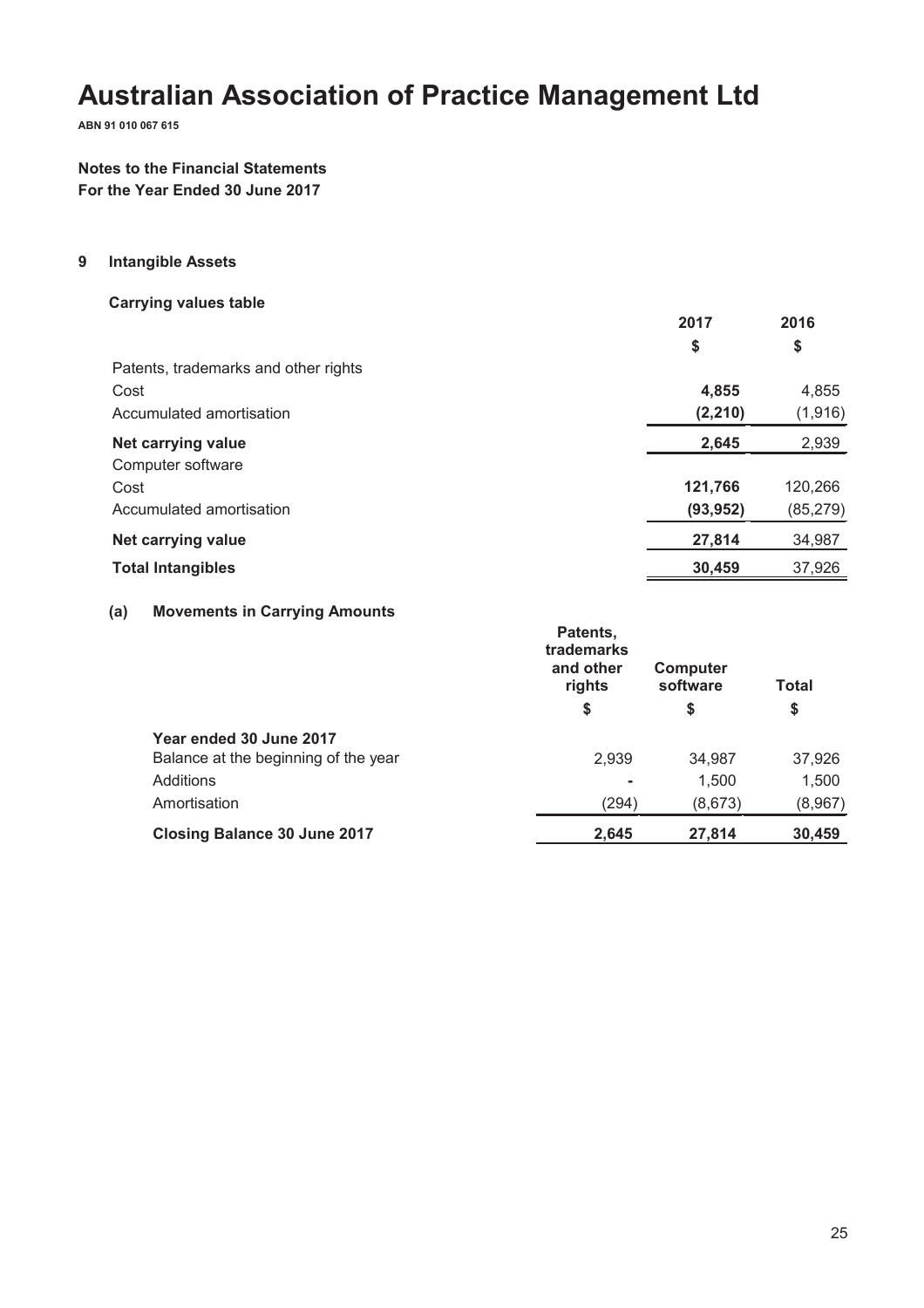# Australian Association of Practice Management Ltd

**ABN 91 010 067 615**

**Notes to the Financial Statements**
**For the Year Ended 30 June 2017**

## 9 Intangible Assets

### Carrying values table

| | 2017 | 2016 |
|---|---|---|
| | $ | $ |
| Patents, trademarks and other rights | | |
| Cost | **4,855** | 4,855 |
| Accumulated amortisation | **(2,210)** | (1,916) |
| **Net carrying value** | **2,645** | 2,939 |
| Computer software | | |
| Cost | **121,766** | 120,266 |
| Accumulated amortisation | **(93,952)** | (85,279) |
| **Net carrying value** | **27,814** | 34,987 |
| **Total Intangibles** | **30,459** | 37,926 |

### (a) Movements in Carrying Amounts

| | Patents, trademarks and other rights | Computer software | Total |
|---|---|---|---|
| | $ | $ | $ |
| **Year ended 30 June 2017** | | | |
| Balance at the beginning of the year | 2,939 | 34,987 | 37,926 |
| Additions | - | 1,500 | 1,500 |
| Amortisation | (294) | (8,673) | (8,967) |
| **Closing Balance 30 June 2017** | **2,645** | **27,814** | **30,459** |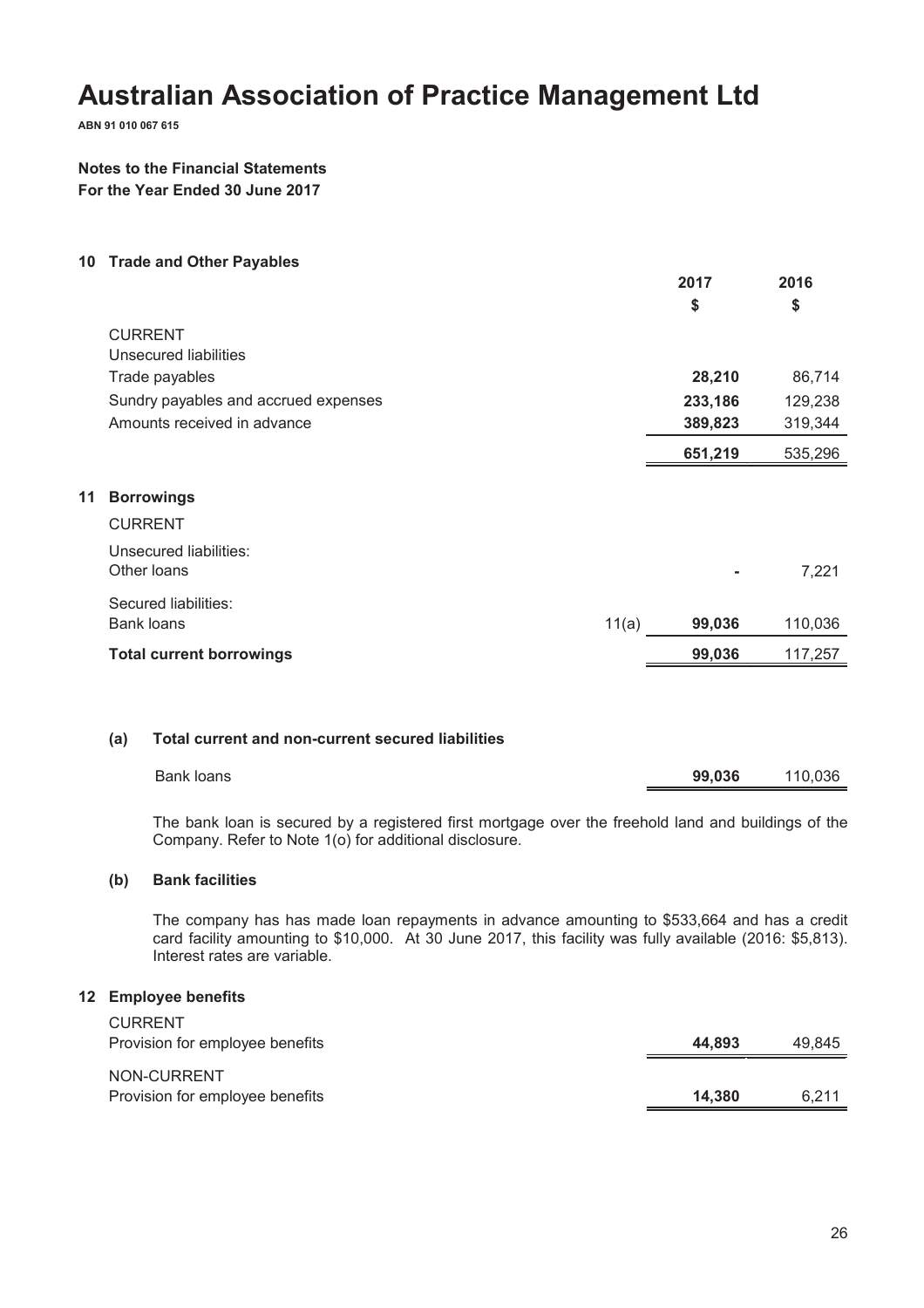# Australian Association of Practice Management Ltd

**ABN 91 010 067 615**

**Notes to the Financial Statements**
**For the Year Ended 30 June 2017**

## 10 Trade and Other Payables

| | 2017 | 2016 |
|---|---|---|
| | $ | $ |
| CURRENT | | |
| Unsecured liabilities | | |
| Trade payables | **28,210** | 86,714 |
| Sundry payables and accrued expenses | **233,186** | 129,238 |
| Amounts received in advance | **389,823** | 319,344 |
| | **651,219** | 535,296 |

## 11 Borrowings

| | Note | 2017 | 2016 |
|---|---|---|---|
| CURRENT | | | |
| Unsecured liabilities: | | | |
| Other loans | | **-** | 7,221 |
| Secured liabilities: | | | |
| Bank loans | 11(a) | **99,036** | 110,036 |
| **Total current borrowings** | | **99,036** | 117,257 |

### (a) Total current and non-current secured liabilities

| | 2017 | 2016 |
|---|---|---|
| Bank loans | **99,036** | 110,036 |

The bank loan is secured by a registered first mortgage over the freehold land and buildings of the Company. Refer to Note 1(o) for additional disclosure.

### (b) Bank facilities

The company has has made loan repayments in advance amounting to $533,664 and has a credit card facility amounting to $10,000. At 30 June 2017, this facility was fully available (2016: $5,813). Interest rates are variable.

## 12 Employee benefits

| | 2017 | 2016 |
|---|---|---|
| CURRENT | | |
| Provision for employee benefits | **44,893** | 49,845 |
| NON-CURRENT | | |
| Provision for employee benefits | **14,380** | 6,211 |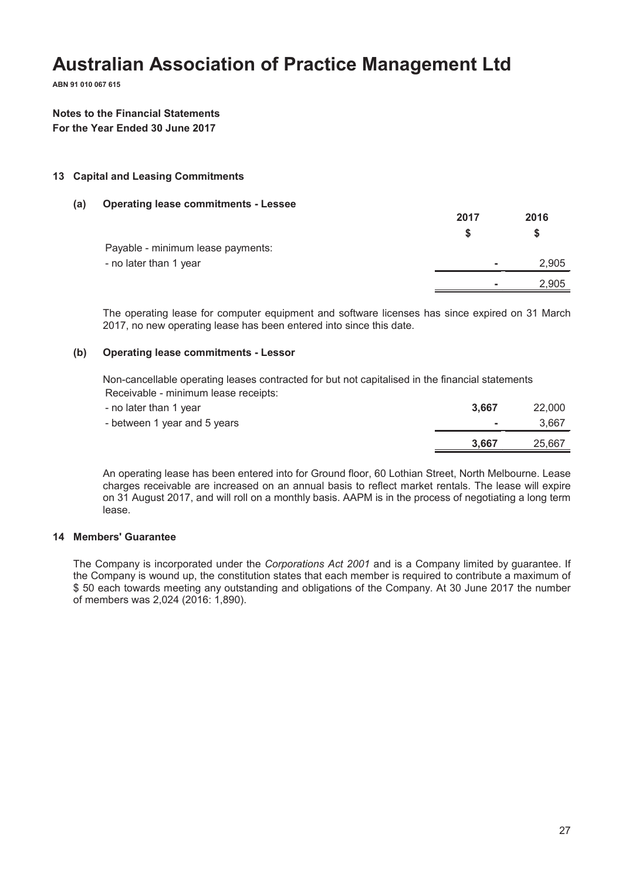# Australian Association of Practice Management Ltd

**ABN 91 010 067 615**

**Notes to the Financial Statements**
**For the Year Ended 30 June 2017**

### 13 Capital and Leasing Commitments

#### (a) Operating lease commitments - Lessee

| | 2017 | 2016 |
|---|---|---|
| | $ | $ |
| Payable - minimum lease payments: | | |
| - no later than 1 year | - | 2,905 |
| | - | 2,905 |

The operating lease for computer equipment and software licenses has since expired on 31 March 2017, no new operating lease has been entered into since this date.

#### (b) Operating lease commitments - Lessor

Non-cancellable operating leases contracted for but not capitalised in the financial statements

| Receivable - minimum lease receipts: | 2017 | 2016 |
|---|---|---|
| - no later than 1 year | **3,667** | 22,000 |
| - between 1 year and 5 years | **-** | 3,667 |
| | **3,667** | 25,667 |

An operating lease has been entered into for Ground floor, 60 Lothian Street, North Melbourne. Lease charges receivable are increased on an annual basis to reflect market rentals. The lease will expire on 31 August 2017, and will roll on a monthly basis. AAPM is in the process of negotiating a long term lease.

### 14 Members' Guarantee

The Company is incorporated under the *Corporations Act 2001* and is a Company limited by guarantee. If the Company is wound up, the constitution states that each member is required to contribute a maximum of $ 50 each towards meeting any outstanding and obligations of the Company. At 30 June 2017 the number of members was 2,024 (2016: 1,890).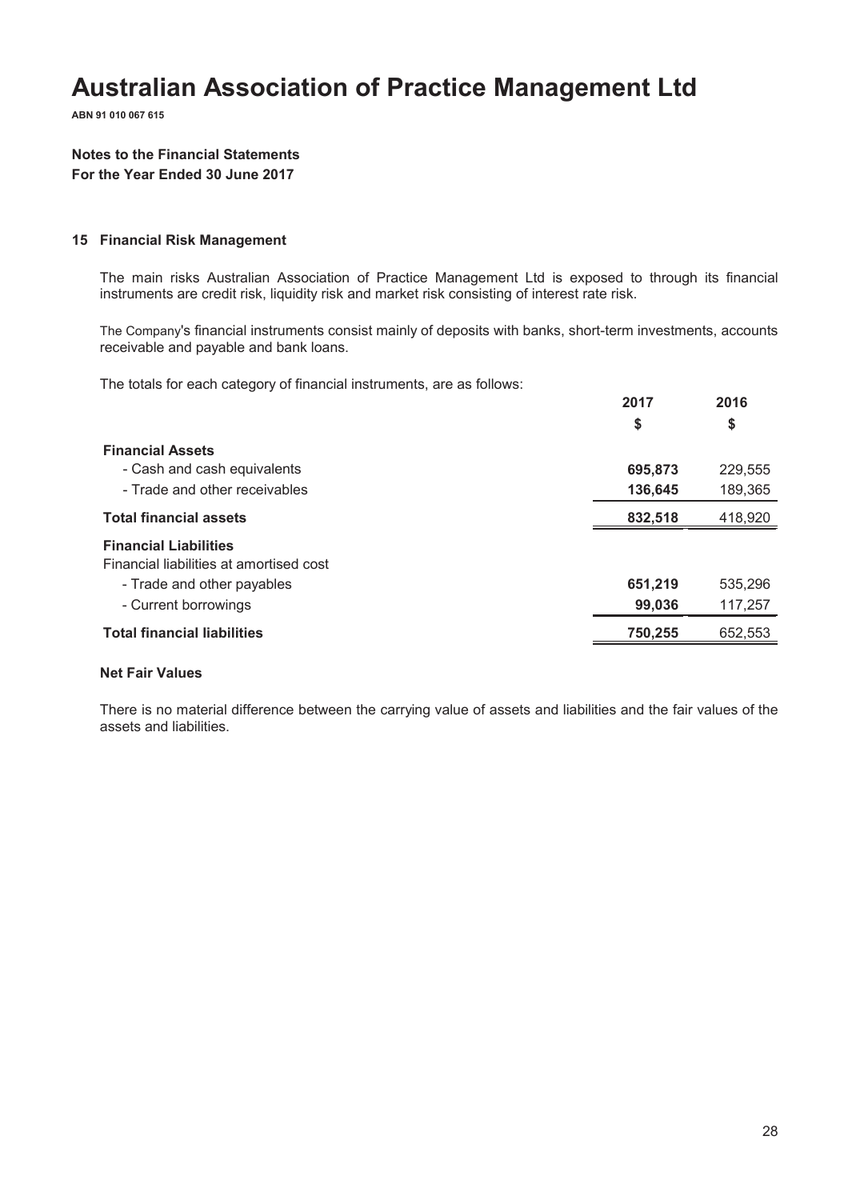# Australian Association of Practice Management Ltd

**ABN 91 010 067 615**

**Notes to the Financial Statements**
**For the Year Ended 30 June 2017**

### 15 Financial Risk Management

The main risks Australian Association of Practice Management Ltd is exposed to through its financial instruments are credit risk, liquidity risk and market risk consisting of interest rate risk.

The Company's financial instruments consist mainly of deposits with banks, short-term investments, accounts receivable and payable and bank loans.

The totals for each category of financial instruments, are as follows:

| | 2017 | 2016 |
|---|---|---|
| | $ | $ |
| **Financial Assets** | | |
| - Cash and cash equivalents | **695,873** | 229,555 |
| - Trade and other receivables | **136,645** | 189,365 |
| **Total financial assets** | **832,518** | 418,920 |
| **Financial Liabilities** | | |
| Financial liabilities at amortised cost | | |
| - Trade and other payables | **651,219** | 535,296 |
| - Current borrowings | **99,036** | 117,257 |
| **Total financial liabilities** | **750,255** | 652,553 |

**Net Fair Values**

There is no material difference between the carrying value of assets and liabilities and the fair values of the assets and liabilities.